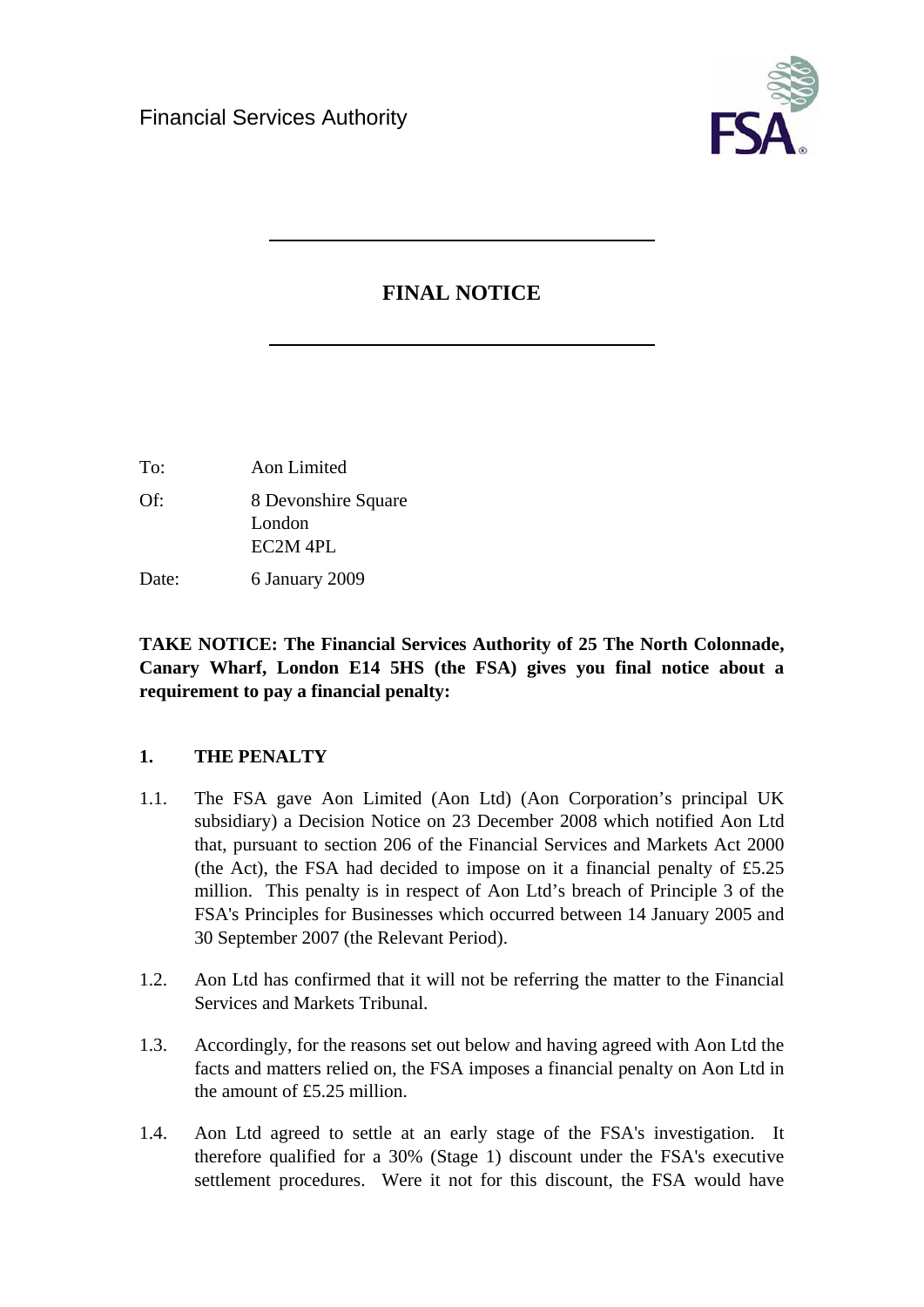Financial Services Authority

# FINAL NOTICE

To: Aon Limited

Of: 8 Devonshire Square
London
EC2M 4PL

Date: 6 January 2009

**TAKE NOTICE: The Financial Services Authority of 25 The North Colonnade, Canary Wharf, London E14 5HS (the FSA) gives you final notice about a requirement to pay a financial penalty:**

## 1. THE PENALTY

1.1. The FSA gave Aon Limited (Aon Ltd) (Aon Corporation's principal UK subsidiary) a Decision Notice on 23 December 2008 which notified Aon Ltd that, pursuant to section 206 of the Financial Services and Markets Act 2000 (the Act), the FSA had decided to impose on it a financial penalty of £5.25 million. This penalty is in respect of Aon Ltd's breach of Principle 3 of the FSA's Principles for Businesses which occurred between 14 January 2005 and 30 September 2007 (the Relevant Period).

1.2. Aon Ltd has confirmed that it will not be referring the matter to the Financial Services and Markets Tribunal.

1.3. Accordingly, for the reasons set out below and having agreed with Aon Ltd the facts and matters relied on, the FSA imposes a financial penalty on Aon Ltd in the amount of £5.25 million.

1.4. Aon Ltd agreed to settle at an early stage of the FSA's investigation. It therefore qualified for a 30% (Stage 1) discount under the FSA's executive settlement procedures. Were it not for this discount, the FSA would have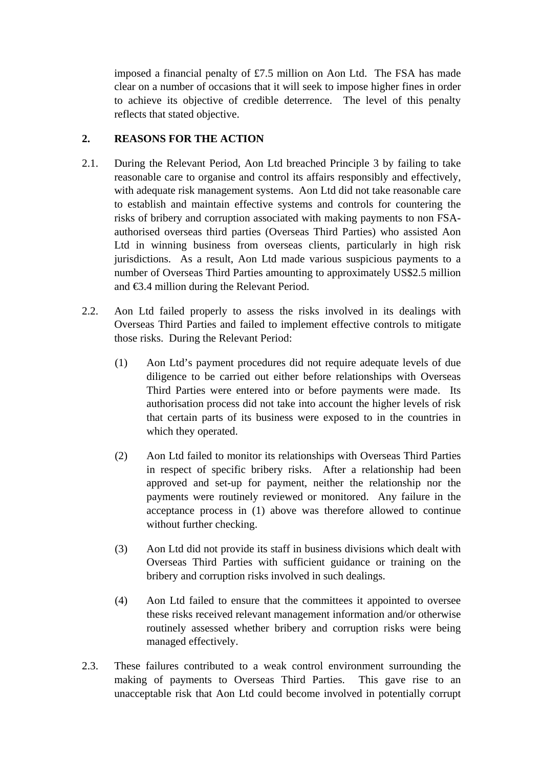imposed a financial penalty of £7.5 million on Aon Ltd. The FSA has made clear on a number of occasions that it will seek to impose higher fines in order to achieve its objective of credible deterrence. The level of this penalty reflects that stated objective.

## 2. REASONS FOR THE ACTION

2.1. During the Relevant Period, Aon Ltd breached Principle 3 by failing to take reasonable care to organise and control its affairs responsibly and effectively, with adequate risk management systems. Aon Ltd did not take reasonable care to establish and maintain effective systems and controls for countering the risks of bribery and corruption associated with making payments to non FSA-authorised overseas third parties (Overseas Third Parties) who assisted Aon Ltd in winning business from overseas clients, particularly in high risk jurisdictions. As a result, Aon Ltd made various suspicious payments to a number of Overseas Third Parties amounting to approximately US$2.5 million and €3.4 million during the Relevant Period.

2.2. Aon Ltd failed properly to assess the risks involved in its dealings with Overseas Third Parties and failed to implement effective controls to mitigate those risks. During the Relevant Period:

(1) Aon Ltd's payment procedures did not require adequate levels of due diligence to be carried out either before relationships with Overseas Third Parties were entered into or before payments were made. Its authorisation process did not take into account the higher levels of risk that certain parts of its business were exposed to in the countries in which they operated.

(2) Aon Ltd failed to monitor its relationships with Overseas Third Parties in respect of specific bribery risks. After a relationship had been approved and set-up for payment, neither the relationship nor the payments were routinely reviewed or monitored. Any failure in the acceptance process in (1) above was therefore allowed to continue without further checking.

(3) Aon Ltd did not provide its staff in business divisions which dealt with Overseas Third Parties with sufficient guidance or training on the bribery and corruption risks involved in such dealings.

(4) Aon Ltd failed to ensure that the committees it appointed to oversee these risks received relevant management information and/or otherwise routinely assessed whether bribery and corruption risks were being managed effectively.

2.3. These failures contributed to a weak control environment surrounding the making of payments to Overseas Third Parties. This gave rise to an unacceptable risk that Aon Ltd could become involved in potentially corrupt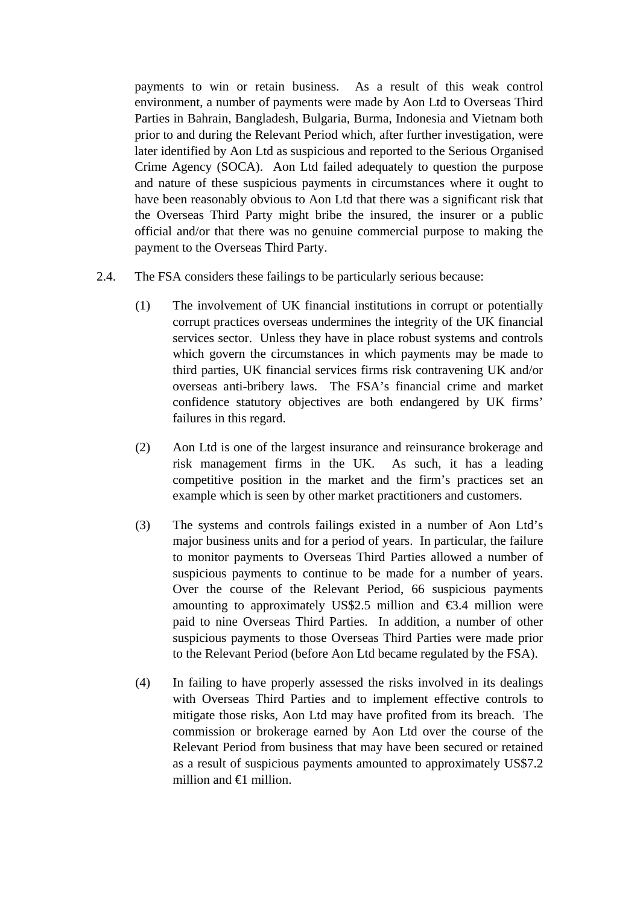payments to win or retain business. As a result of this weak control environment, a number of payments were made by Aon Ltd to Overseas Third Parties in Bahrain, Bangladesh, Bulgaria, Burma, Indonesia and Vietnam both prior to and during the Relevant Period which, after further investigation, were later identified by Aon Ltd as suspicious and reported to the Serious Organised Crime Agency (SOCA). Aon Ltd failed adequately to question the purpose and nature of these suspicious payments in circumstances where it ought to have been reasonably obvious to Aon Ltd that there was a significant risk that the Overseas Third Party might bribe the insured, the insurer or a public official and/or that there was no genuine commercial purpose to making the payment to the Overseas Third Party.

2.4. The FSA considers these failings to be particularly serious because:

(1) The involvement of UK financial institutions in corrupt or potentially corrupt practices overseas undermines the integrity of the UK financial services sector. Unless they have in place robust systems and controls which govern the circumstances in which payments may be made to third parties, UK financial services firms risk contravening UK and/or overseas anti-bribery laws. The FSA's financial crime and market confidence statutory objectives are both endangered by UK firms' failures in this regard.

(2) Aon Ltd is one of the largest insurance and reinsurance brokerage and risk management firms in the UK. As such, it has a leading competitive position in the market and the firm's practices set an example which is seen by other market practitioners and customers.

(3) The systems and controls failings existed in a number of Aon Ltd's major business units and for a period of years. In particular, the failure to monitor payments to Overseas Third Parties allowed a number of suspicious payments to continue to be made for a number of years. Over the course of the Relevant Period, 66 suspicious payments amounting to approximately US$2.5 million and €3.4 million were paid to nine Overseas Third Parties. In addition, a number of other suspicious payments to those Overseas Third Parties were made prior to the Relevant Period (before Aon Ltd became regulated by the FSA).

(4) In failing to have properly assessed the risks involved in its dealings with Overseas Third Parties and to implement effective controls to mitigate those risks, Aon Ltd may have profited from its breach. The commission or brokerage earned by Aon Ltd over the course of the Relevant Period from business that may have been secured or retained as a result of suspicious payments amounted to approximately US$7.2 million and €1 million.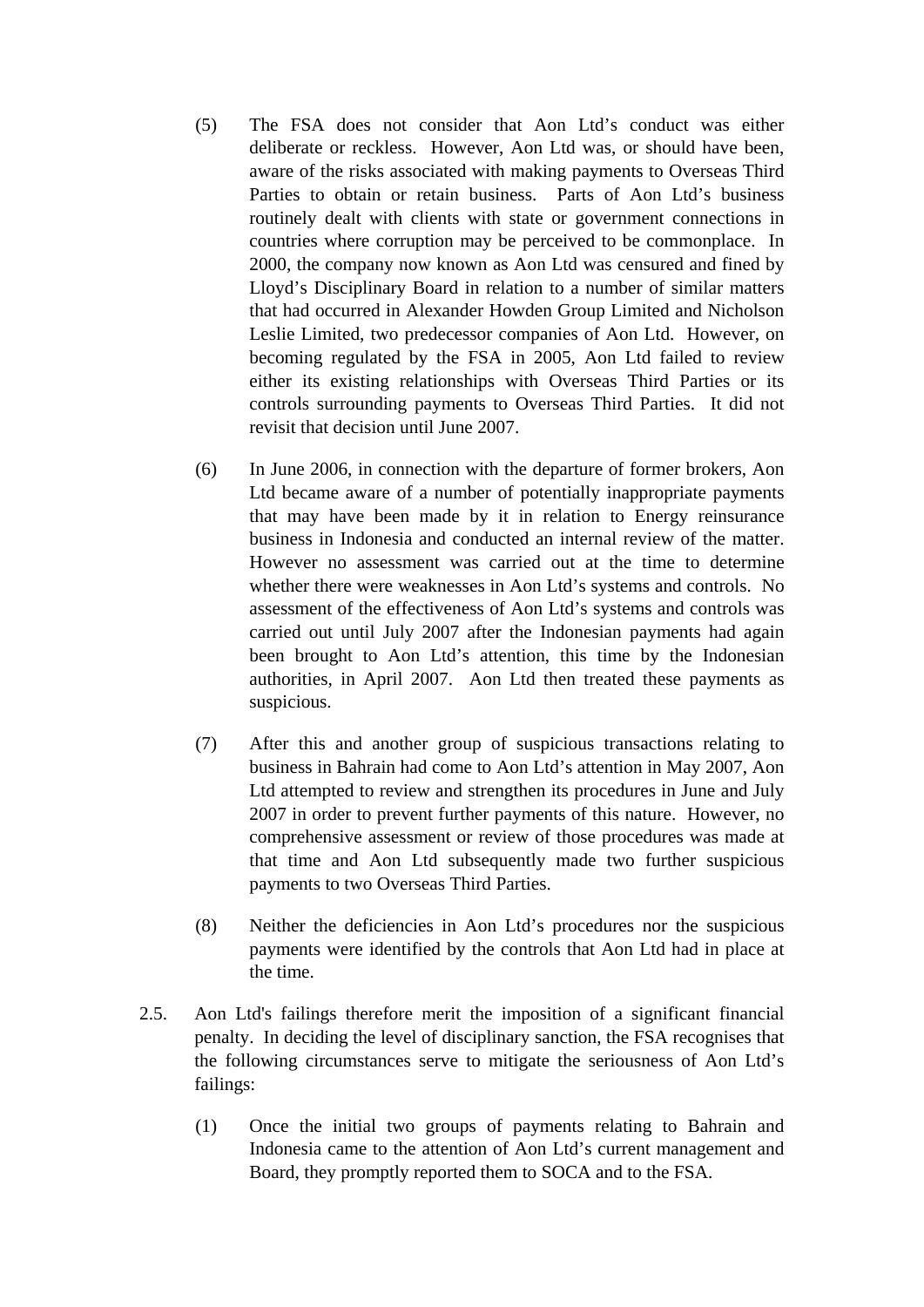(5) The FSA does not consider that Aon Ltd's conduct was either deliberate or reckless. However, Aon Ltd was, or should have been, aware of the risks associated with making payments to Overseas Third Parties to obtain or retain business. Parts of Aon Ltd's business routinely dealt with clients with state or government connections in countries where corruption may be perceived to be commonplace. In 2000, the company now known as Aon Ltd was censured and fined by Lloyd's Disciplinary Board in relation to a number of similar matters that had occurred in Alexander Howden Group Limited and Nicholson Leslie Limited, two predecessor companies of Aon Ltd. However, on becoming regulated by the FSA in 2005, Aon Ltd failed to review either its existing relationships with Overseas Third Parties or its controls surrounding payments to Overseas Third Parties. It did not revisit that decision until June 2007.

(6) In June 2006, in connection with the departure of former brokers, Aon Ltd became aware of a number of potentially inappropriate payments that may have been made by it in relation to Energy reinsurance business in Indonesia and conducted an internal review of the matter. However no assessment was carried out at the time to determine whether there were weaknesses in Aon Ltd's systems and controls. No assessment of the effectiveness of Aon Ltd's systems and controls was carried out until July 2007 after the Indonesian payments had again been brought to Aon Ltd's attention, this time by the Indonesian authorities, in April 2007. Aon Ltd then treated these payments as suspicious.

(7) After this and another group of suspicious transactions relating to business in Bahrain had come to Aon Ltd's attention in May 2007, Aon Ltd attempted to review and strengthen its procedures in June and July 2007 in order to prevent further payments of this nature. However, no comprehensive assessment or review of those procedures was made at that time and Aon Ltd subsequently made two further suspicious payments to two Overseas Third Parties.

(8) Neither the deficiencies in Aon Ltd's procedures nor the suspicious payments were identified by the controls that Aon Ltd had in place at the time.

2.5. Aon Ltd's failings therefore merit the imposition of a significant financial penalty. In deciding the level of disciplinary sanction, the FSA recognises that the following circumstances serve to mitigate the seriousness of Aon Ltd's failings:

(1) Once the initial two groups of payments relating to Bahrain and Indonesia came to the attention of Aon Ltd's current management and Board, they promptly reported them to SOCA and to the FSA.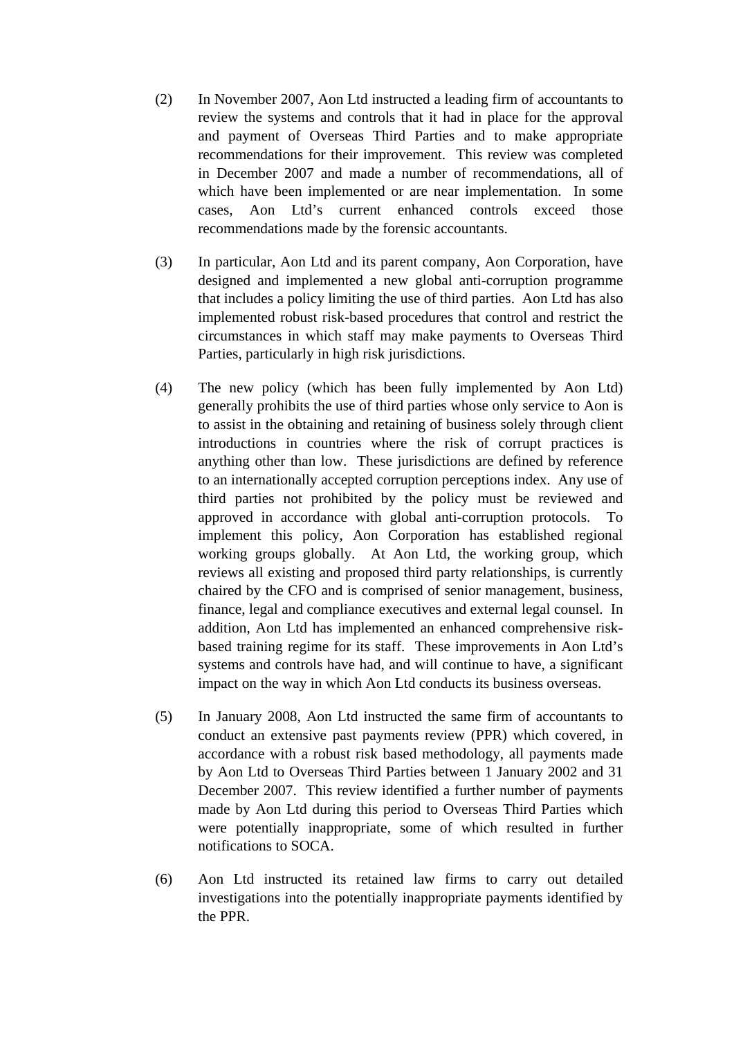(2) In November 2007, Aon Ltd instructed a leading firm of accountants to review the systems and controls that it had in place for the approval and payment of Overseas Third Parties and to make appropriate recommendations for their improvement. This review was completed in December 2007 and made a number of recommendations, all of which have been implemented or are near implementation. In some cases, Aon Ltd's current enhanced controls exceed those recommendations made by the forensic accountants.

(3) In particular, Aon Ltd and its parent company, Aon Corporation, have designed and implemented a new global anti-corruption programme that includes a policy limiting the use of third parties. Aon Ltd has also implemented robust risk-based procedures that control and restrict the circumstances in which staff may make payments to Overseas Third Parties, particularly in high risk jurisdictions.

(4) The new policy (which has been fully implemented by Aon Ltd) generally prohibits the use of third parties whose only service to Aon is to assist in the obtaining and retaining of business solely through client introductions in countries where the risk of corrupt practices is anything other than low. These jurisdictions are defined by reference to an internationally accepted corruption perceptions index. Any use of third parties not prohibited by the policy must be reviewed and approved in accordance with global anti-corruption protocols. To implement this policy, Aon Corporation has established regional working groups globally. At Aon Ltd, the working group, which reviews all existing and proposed third party relationships, is currently chaired by the CFO and is comprised of senior management, business, finance, legal and compliance executives and external legal counsel. In addition, Aon Ltd has implemented an enhanced comprehensive risk-based training regime for its staff. These improvements in Aon Ltd's systems and controls have had, and will continue to have, a significant impact on the way in which Aon Ltd conducts its business overseas.

(5) In January 2008, Aon Ltd instructed the same firm of accountants to conduct an extensive past payments review (PPR) which covered, in accordance with a robust risk based methodology, all payments made by Aon Ltd to Overseas Third Parties between 1 January 2002 and 31 December 2007. This review identified a further number of payments made by Aon Ltd during this period to Overseas Third Parties which were potentially inappropriate, some of which resulted in further notifications to SOCA.

(6) Aon Ltd instructed its retained law firms to carry out detailed investigations into the potentially inappropriate payments identified by the PPR.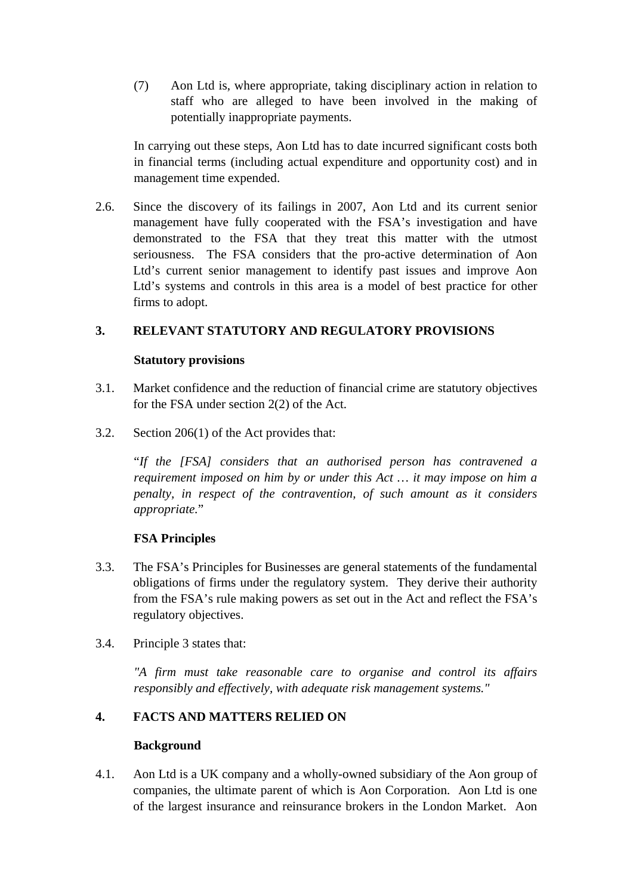(7) Aon Ltd is, where appropriate, taking disciplinary action in relation to staff who are alleged to have been involved in the making of potentially inappropriate payments.

In carrying out these steps, Aon Ltd has to date incurred significant costs both in financial terms (including actual expenditure and opportunity cost) and in management time expended.

2.6. Since the discovery of its failings in 2007, Aon Ltd and its current senior management have fully cooperated with the FSA's investigation and have demonstrated to the FSA that they treat this matter with the utmost seriousness. The FSA considers that the pro-active determination of Aon Ltd's current senior management to identify past issues and improve Aon Ltd's systems and controls in this area is a model of best practice for other firms to adopt.

## 3. RELEVANT STATUTORY AND REGULATORY PROVISIONS

### Statutory provisions

3.1. Market confidence and the reduction of financial crime are statutory objectives for the FSA under section 2(2) of the Act.

3.2. Section 206(1) of the Act provides that:

"*If the [FSA] considers that an authorised person has contravened a requirement imposed on him by or under this Act … it may impose on him a penalty, in respect of the contravention, of such amount as it considers appropriate.*"

### FSA Principles

3.3. The FSA's Principles for Businesses are general statements of the fundamental obligations of firms under the regulatory system. They derive their authority from the FSA's rule making powers as set out in the Act and reflect the FSA's regulatory objectives.

3.4. Principle 3 states that:

*"A firm must take reasonable care to organise and control its affairs responsibly and effectively, with adequate risk management systems."*

## 4. FACTS AND MATTERS RELIED ON

### Background

4.1. Aon Ltd is a UK company and a wholly-owned subsidiary of the Aon group of companies, the ultimate parent of which is Aon Corporation. Aon Ltd is one of the largest insurance and reinsurance brokers in the London Market. Aon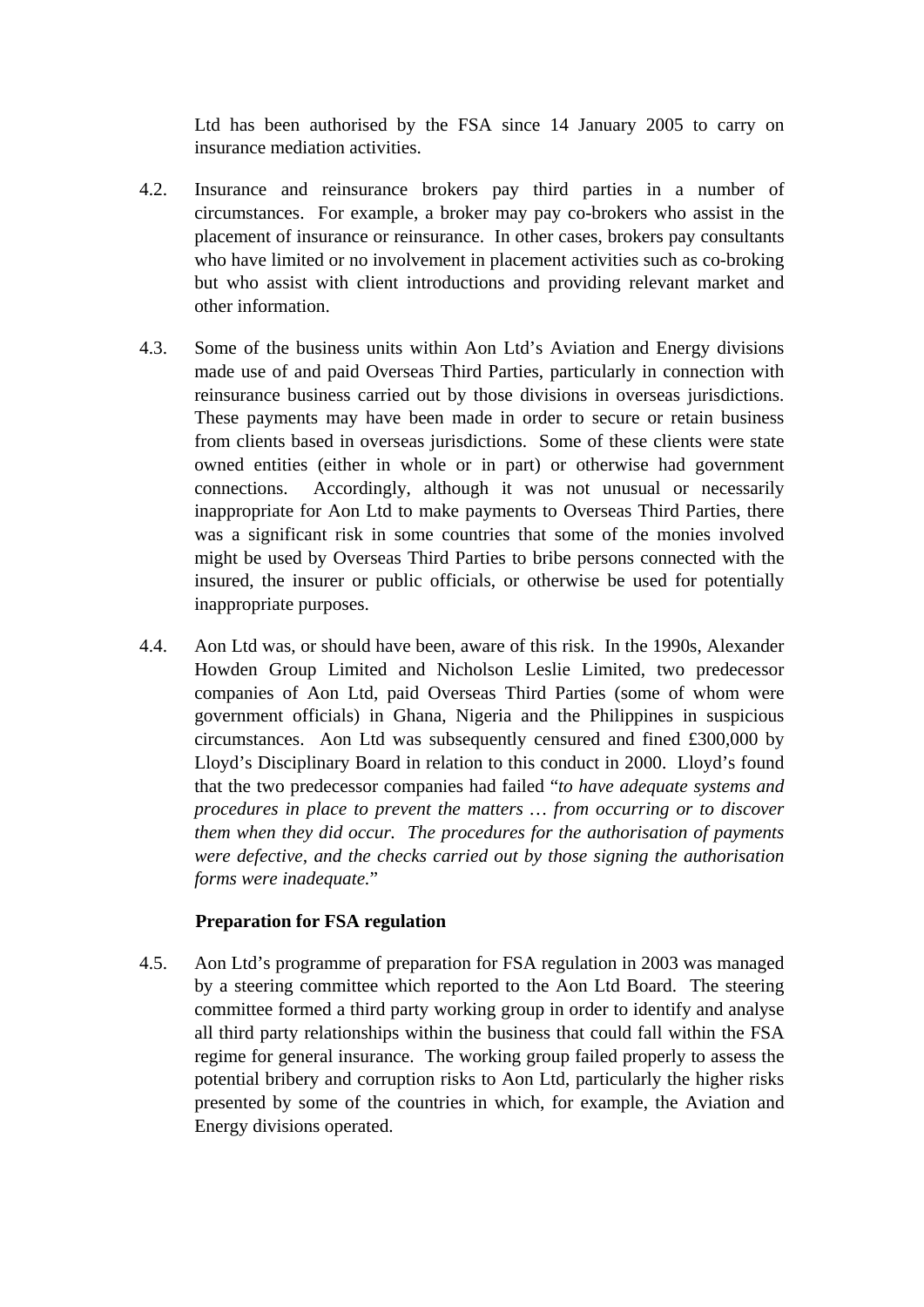Ltd has been authorised by the FSA since 14 January 2005 to carry on insurance mediation activities.

4.2. Insurance and reinsurance brokers pay third parties in a number of circumstances. For example, a broker may pay co-brokers who assist in the placement of insurance or reinsurance. In other cases, brokers pay consultants who have limited or no involvement in placement activities such as co-broking but who assist with client introductions and providing relevant market and other information.

4.3. Some of the business units within Aon Ltd's Aviation and Energy divisions made use of and paid Overseas Third Parties, particularly in connection with reinsurance business carried out by those divisions in overseas jurisdictions. These payments may have been made in order to secure or retain business from clients based in overseas jurisdictions. Some of these clients were state owned entities (either in whole or in part) or otherwise had government connections. Accordingly, although it was not unusual or necessarily inappropriate for Aon Ltd to make payments to Overseas Third Parties, there was a significant risk in some countries that some of the monies involved might be used by Overseas Third Parties to bribe persons connected with the insured, the insurer or public officials, or otherwise be used for potentially inappropriate purposes.

4.4. Aon Ltd was, or should have been, aware of this risk. In the 1990s, Alexander Howden Group Limited and Nicholson Leslie Limited, two predecessor companies of Aon Ltd, paid Overseas Third Parties (some of whom were government officials) in Ghana, Nigeria and the Philippines in suspicious circumstances. Aon Ltd was subsequently censured and fined £300,000 by Lloyd's Disciplinary Board in relation to this conduct in 2000. Lloyd's found that the two predecessor companies had failed "*to have adequate systems and procedures in place to prevent the matters … from occurring or to discover them when they did occur. The procedures for the authorisation of payments were defective, and the checks carried out by those signing the authorisation forms were inadequate.*"

**Preparation for FSA regulation**

4.5. Aon Ltd's programme of preparation for FSA regulation in 2003 was managed by a steering committee which reported to the Aon Ltd Board. The steering committee formed a third party working group in order to identify and analyse all third party relationships within the business that could fall within the FSA regime for general insurance. The working group failed properly to assess the potential bribery and corruption risks to Aon Ltd, particularly the higher risks presented by some of the countries in which, for example, the Aviation and Energy divisions operated.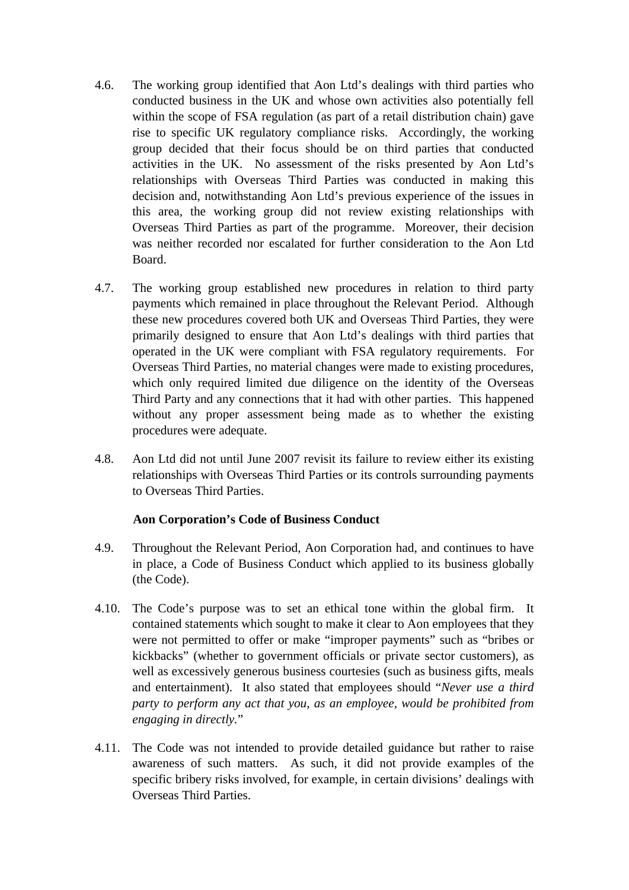4.6. The working group identified that Aon Ltd's dealings with third parties who conducted business in the UK and whose own activities also potentially fell within the scope of FSA regulation (as part of a retail distribution chain) gave rise to specific UK regulatory compliance risks. Accordingly, the working group decided that their focus should be on third parties that conducted activities in the UK. No assessment of the risks presented by Aon Ltd's relationships with Overseas Third Parties was conducted in making this decision and, notwithstanding Aon Ltd's previous experience of the issues in this area, the working group did not review existing relationships with Overseas Third Parties as part of the programme. Moreover, their decision was neither recorded nor escalated for further consideration to the Aon Ltd Board.

4.7. The working group established new procedures in relation to third party payments which remained in place throughout the Relevant Period. Although these new procedures covered both UK and Overseas Third Parties, they were primarily designed to ensure that Aon Ltd's dealings with third parties that operated in the UK were compliant with FSA regulatory requirements. For Overseas Third Parties, no material changes were made to existing procedures, which only required limited due diligence on the identity of the Overseas Third Party and any connections that it had with other parties. This happened without any proper assessment being made as to whether the existing procedures were adequate.

4.8. Aon Ltd did not until June 2007 revisit its failure to review either its existing relationships with Overseas Third Parties or its controls surrounding payments to Overseas Third Parties.

**Aon Corporation's Code of Business Conduct**

4.9. Throughout the Relevant Period, Aon Corporation had, and continues to have in place, a Code of Business Conduct which applied to its business globally (the Code).

4.10. The Code's purpose was to set an ethical tone within the global firm. It contained statements which sought to make it clear to Aon employees that they were not permitted to offer or make "improper payments" such as "bribes or kickbacks" (whether to government officials or private sector customers), as well as excessively generous business courtesies (such as business gifts, meals and entertainment). It also stated that employees should "*Never use a third party to perform any act that you, as an employee, would be prohibited from engaging in directly.*"

4.11. The Code was not intended to provide detailed guidance but rather to raise awareness of such matters. As such, it did not provide examples of the specific bribery risks involved, for example, in certain divisions' dealings with Overseas Third Parties.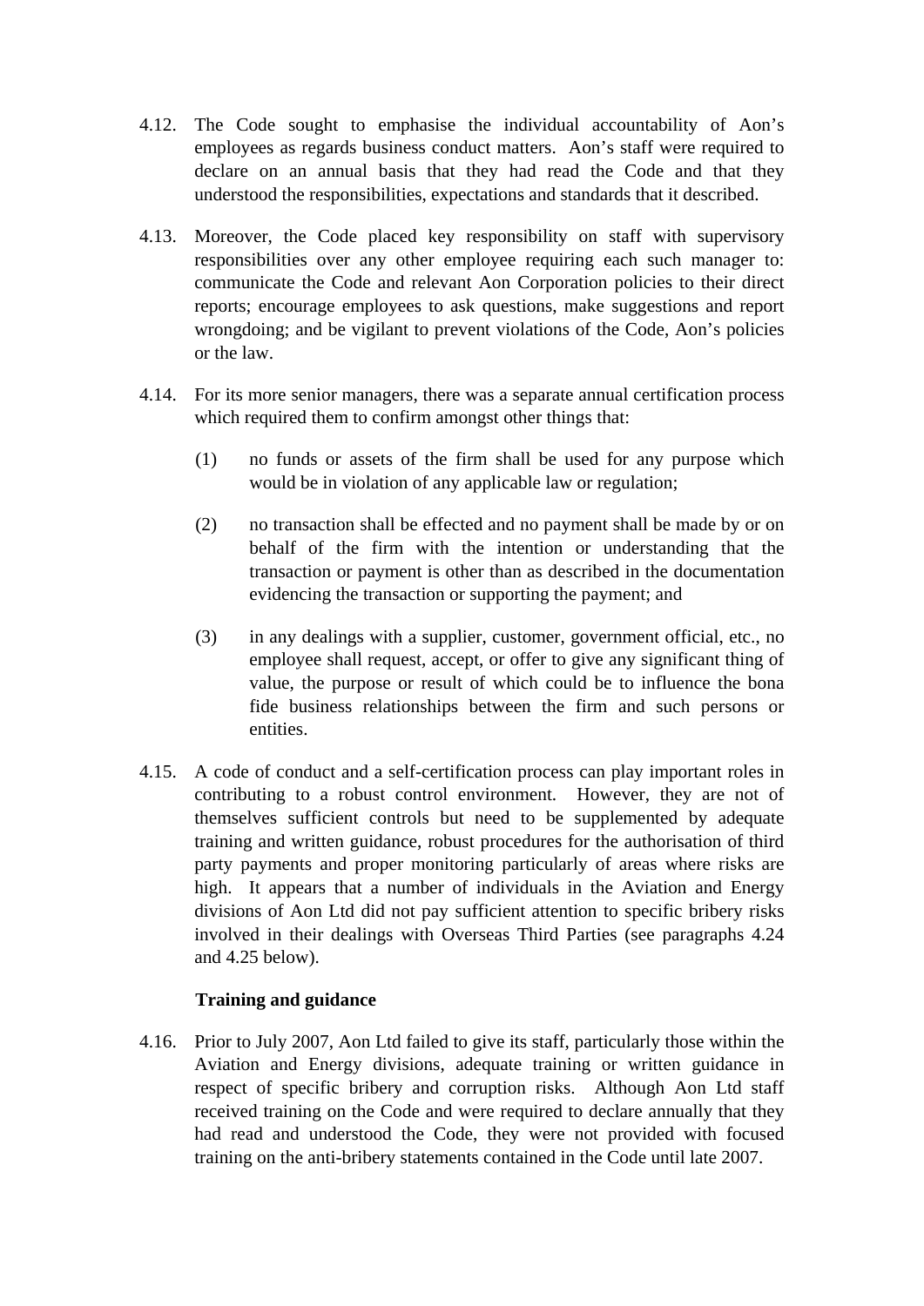4.12. The Code sought to emphasise the individual accountability of Aon's employees as regards business conduct matters. Aon's staff were required to declare on an annual basis that they had read the Code and that they understood the responsibilities, expectations and standards that it described.

4.13. Moreover, the Code placed key responsibility on staff with supervisory responsibilities over any other employee requiring each such manager to: communicate the Code and relevant Aon Corporation policies to their direct reports; encourage employees to ask questions, make suggestions and report wrongdoing; and be vigilant to prevent violations of the Code, Aon's policies or the law.

4.14. For its more senior managers, there was a separate annual certification process which required them to confirm amongst other things that:

(1) no funds or assets of the firm shall be used for any purpose which would be in violation of any applicable law or regulation;

(2) no transaction shall be effected and no payment shall be made by or on behalf of the firm with the intention or understanding that the transaction or payment is other than as described in the documentation evidencing the transaction or supporting the payment; and

(3) in any dealings with a supplier, customer, government official, etc., no employee shall request, accept, or offer to give any significant thing of value, the purpose or result of which could be to influence the bona fide business relationships between the firm and such persons or entities.

4.15. A code of conduct and a self-certification process can play important roles in contributing to a robust control environment. However, they are not of themselves sufficient controls but need to be supplemented by adequate training and written guidance, robust procedures for the authorisation of third party payments and proper monitoring particularly of areas where risks are high. It appears that a number of individuals in the Aviation and Energy divisions of Aon Ltd did not pay sufficient attention to specific bribery risks involved in their dealings with Overseas Third Parties (see paragraphs 4.24 and 4.25 below).

**Training and guidance**

4.16. Prior to July 2007, Aon Ltd failed to give its staff, particularly those within the Aviation and Energy divisions, adequate training or written guidance in respect of specific bribery and corruption risks. Although Aon Ltd staff received training on the Code and were required to declare annually that they had read and understood the Code, they were not provided with focused training on the anti-bribery statements contained in the Code until late 2007.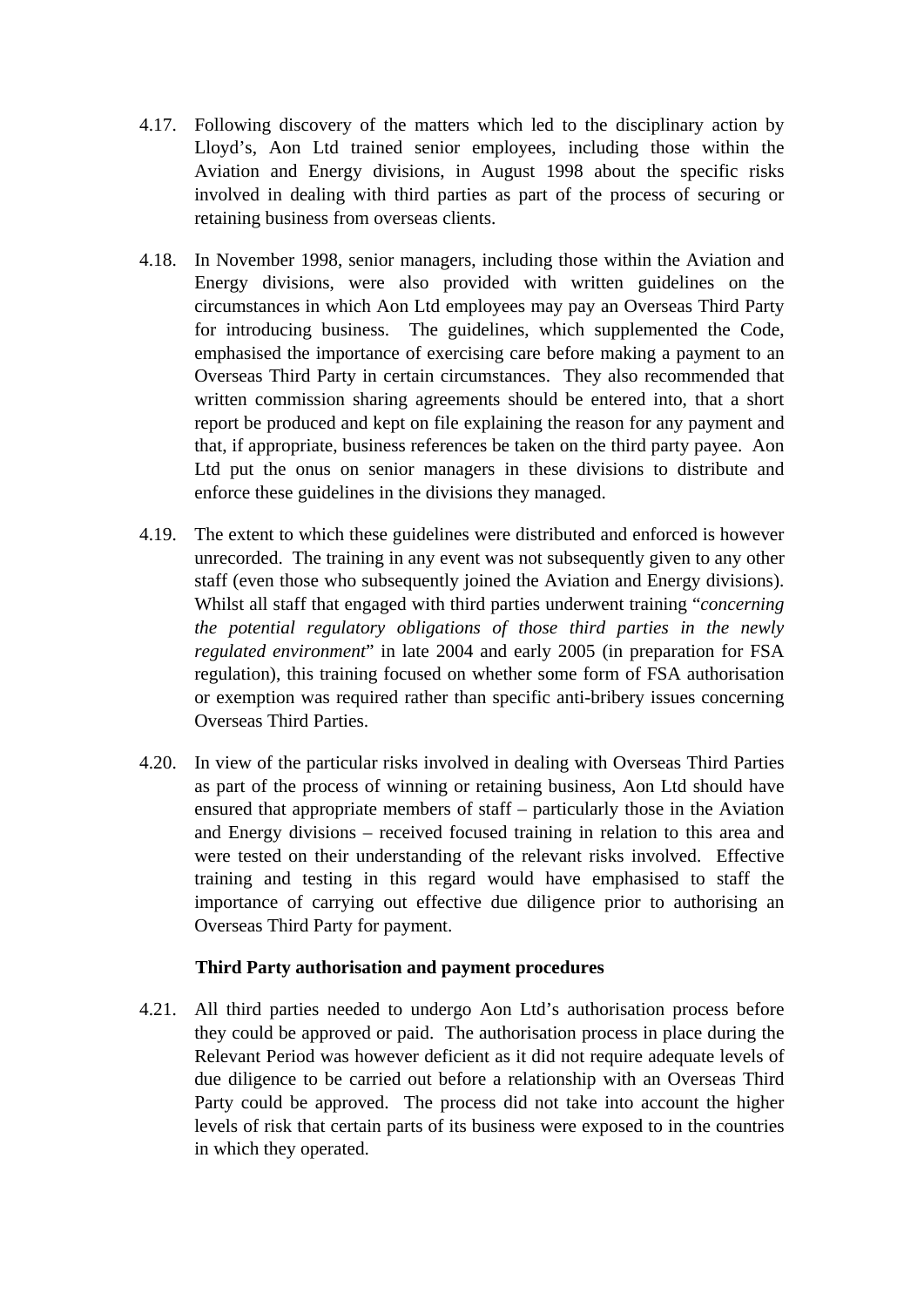4.17. Following discovery of the matters which led to the disciplinary action by Lloyd's, Aon Ltd trained senior employees, including those within the Aviation and Energy divisions, in August 1998 about the specific risks involved in dealing with third parties as part of the process of securing or retaining business from overseas clients.

4.18. In November 1998, senior managers, including those within the Aviation and Energy divisions, were also provided with written guidelines on the circumstances in which Aon Ltd employees may pay an Overseas Third Party for introducing business. The guidelines, which supplemented the Code, emphasised the importance of exercising care before making a payment to an Overseas Third Party in certain circumstances. They also recommended that written commission sharing agreements should be entered into, that a short report be produced and kept on file explaining the reason for any payment and that, if appropriate, business references be taken on the third party payee. Aon Ltd put the onus on senior managers in these divisions to distribute and enforce these guidelines in the divisions they managed.

4.19. The extent to which these guidelines were distributed and enforced is however unrecorded. The training in any event was not subsequently given to any other staff (even those who subsequently joined the Aviation and Energy divisions). Whilst all staff that engaged with third parties underwent training "*concerning the potential regulatory obligations of those third parties in the newly regulated environment*" in late 2004 and early 2005 (in preparation for FSA regulation), this training focused on whether some form of FSA authorisation or exemption was required rather than specific anti-bribery issues concerning Overseas Third Parties.

4.20. In view of the particular risks involved in dealing with Overseas Third Parties as part of the process of winning or retaining business, Aon Ltd should have ensured that appropriate members of staff – particularly those in the Aviation and Energy divisions – received focused training in relation to this area and were tested on their understanding of the relevant risks involved. Effective training and testing in this regard would have emphasised to staff the importance of carrying out effective due diligence prior to authorising an Overseas Third Party for payment.

**Third Party authorisation and payment procedures**

4.21. All third parties needed to undergo Aon Ltd's authorisation process before they could be approved or paid. The authorisation process in place during the Relevant Period was however deficient as it did not require adequate levels of due diligence to be carried out before a relationship with an Overseas Third Party could be approved. The process did not take into account the higher levels of risk that certain parts of its business were exposed to in the countries in which they operated.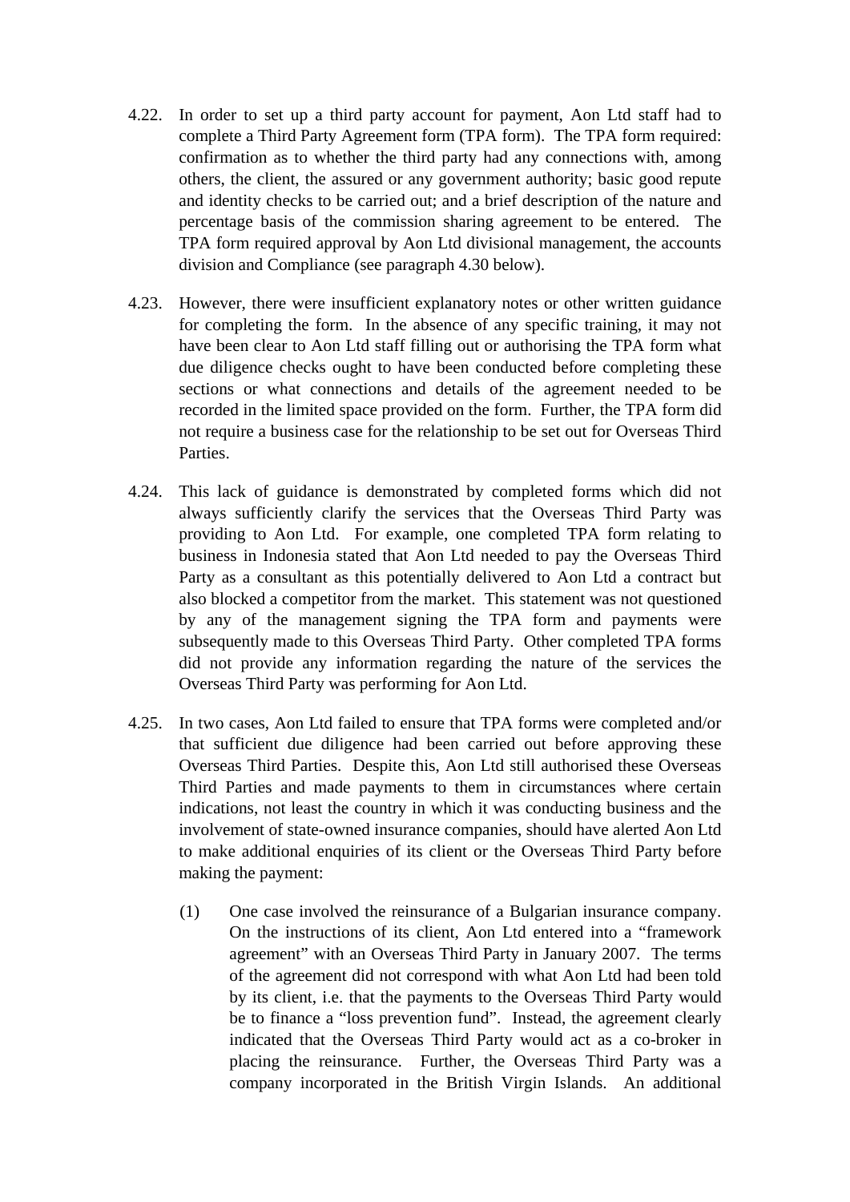4.22. In order to set up a third party account for payment, Aon Ltd staff had to complete a Third Party Agreement form (TPA form). The TPA form required: confirmation as to whether the third party had any connections with, among others, the client, the assured or any government authority; basic good repute and identity checks to be carried out; and a brief description of the nature and percentage basis of the commission sharing agreement to be entered. The TPA form required approval by Aon Ltd divisional management, the accounts division and Compliance (see paragraph 4.30 below).

4.23. However, there were insufficient explanatory notes or other written guidance for completing the form. In the absence of any specific training, it may not have been clear to Aon Ltd staff filling out or authorising the TPA form what due diligence checks ought to have been conducted before completing these sections or what connections and details of the agreement needed to be recorded in the limited space provided on the form. Further, the TPA form did not require a business case for the relationship to be set out for Overseas Third Parties.

4.24. This lack of guidance is demonstrated by completed forms which did not always sufficiently clarify the services that the Overseas Third Party was providing to Aon Ltd. For example, one completed TPA form relating to business in Indonesia stated that Aon Ltd needed to pay the Overseas Third Party as a consultant as this potentially delivered to Aon Ltd a contract but also blocked a competitor from the market. This statement was not questioned by any of the management signing the TPA form and payments were subsequently made to this Overseas Third Party. Other completed TPA forms did not provide any information regarding the nature of the services the Overseas Third Party was performing for Aon Ltd.

4.25. In two cases, Aon Ltd failed to ensure that TPA forms were completed and/or that sufficient due diligence had been carried out before approving these Overseas Third Parties. Despite this, Aon Ltd still authorised these Overseas Third Parties and made payments to them in circumstances where certain indications, not least the country in which it was conducting business and the involvement of state-owned insurance companies, should have alerted Aon Ltd to make additional enquiries of its client or the Overseas Third Party before making the payment:

(1) One case involved the reinsurance of a Bulgarian insurance company. On the instructions of its client, Aon Ltd entered into a "framework agreement" with an Overseas Third Party in January 2007. The terms of the agreement did not correspond with what Aon Ltd had been told by its client, i.e. that the payments to the Overseas Third Party would be to finance a "loss prevention fund". Instead, the agreement clearly indicated that the Overseas Third Party would act as a co-broker in placing the reinsurance. Further, the Overseas Third Party was a company incorporated in the British Virgin Islands. An additional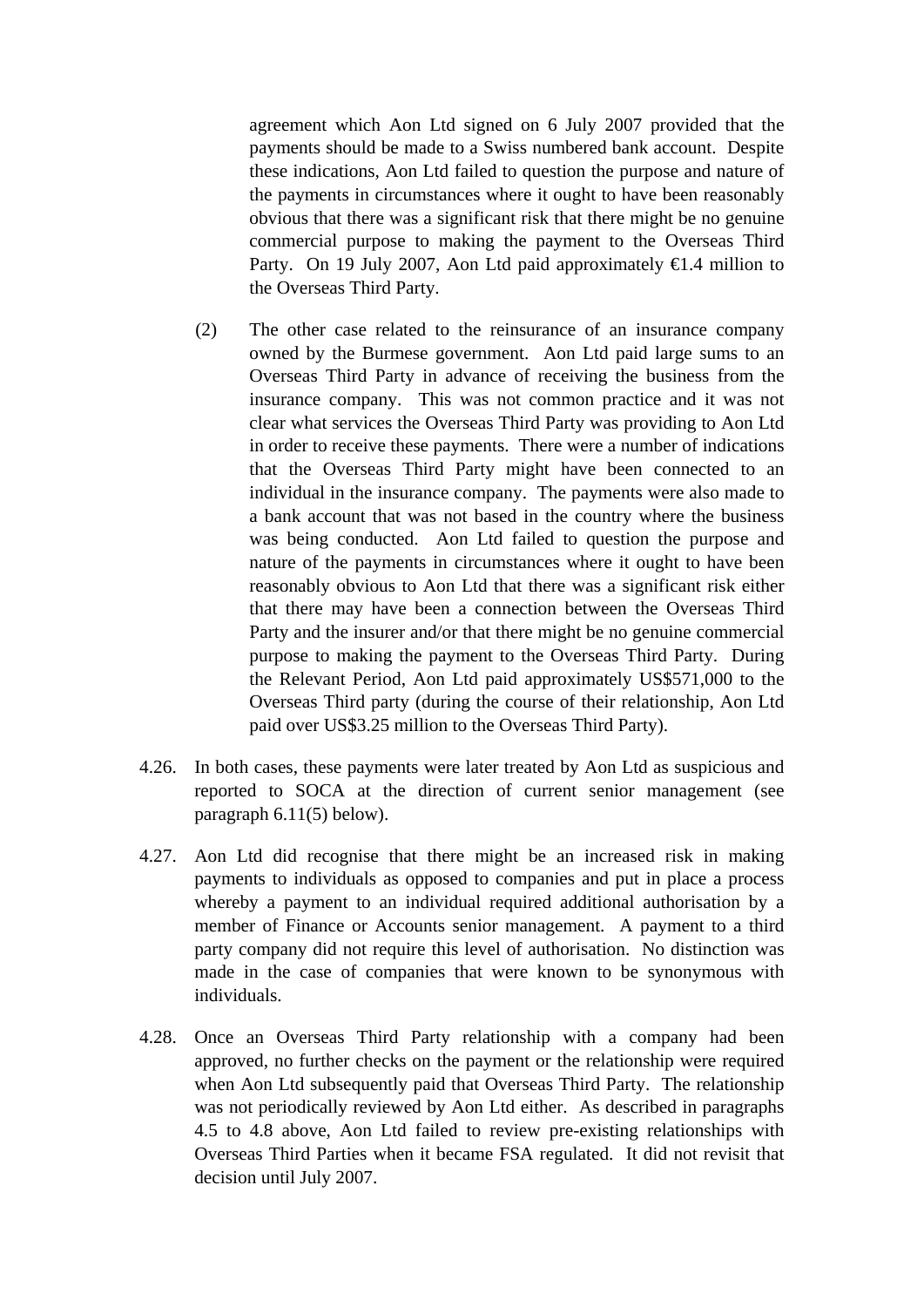agreement which Aon Ltd signed on 6 July 2007 provided that the payments should be made to a Swiss numbered bank account. Despite these indications, Aon Ltd failed to question the purpose and nature of the payments in circumstances where it ought to have been reasonably obvious that there was a significant risk that there might be no genuine commercial purpose to making the payment to the Overseas Third Party. On 19 July 2007, Aon Ltd paid approximately €1.4 million to the Overseas Third Party.

(2) The other case related to the reinsurance of an insurance company owned by the Burmese government. Aon Ltd paid large sums to an Overseas Third Party in advance of receiving the business from the insurance company. This was not common practice and it was not clear what services the Overseas Third Party was providing to Aon Ltd in order to receive these payments. There were a number of indications that the Overseas Third Party might have been connected to an individual in the insurance company. The payments were also made to a bank account that was not based in the country where the business was being conducted. Aon Ltd failed to question the purpose and nature of the payments in circumstances where it ought to have been reasonably obvious to Aon Ltd that there was a significant risk either that there may have been a connection between the Overseas Third Party and the insurer and/or that there might be no genuine commercial purpose to making the payment to the Overseas Third Party. During the Relevant Period, Aon Ltd paid approximately US$571,000 to the Overseas Third party (during the course of their relationship, Aon Ltd paid over US$3.25 million to the Overseas Third Party).

4.26. In both cases, these payments were later treated by Aon Ltd as suspicious and reported to SOCA at the direction of current senior management (see paragraph 6.11(5) below).

4.27. Aon Ltd did recognise that there might be an increased risk in making payments to individuals as opposed to companies and put in place a process whereby a payment to an individual required additional authorisation by a member of Finance or Accounts senior management. A payment to a third party company did not require this level of authorisation. No distinction was made in the case of companies that were known to be synonymous with individuals.

4.28. Once an Overseas Third Party relationship with a company had been approved, no further checks on the payment or the relationship were required when Aon Ltd subsequently paid that Overseas Third Party. The relationship was not periodically reviewed by Aon Ltd either. As described in paragraphs 4.5 to 4.8 above, Aon Ltd failed to review pre-existing relationships with Overseas Third Parties when it became FSA regulated. It did not revisit that decision until July 2007.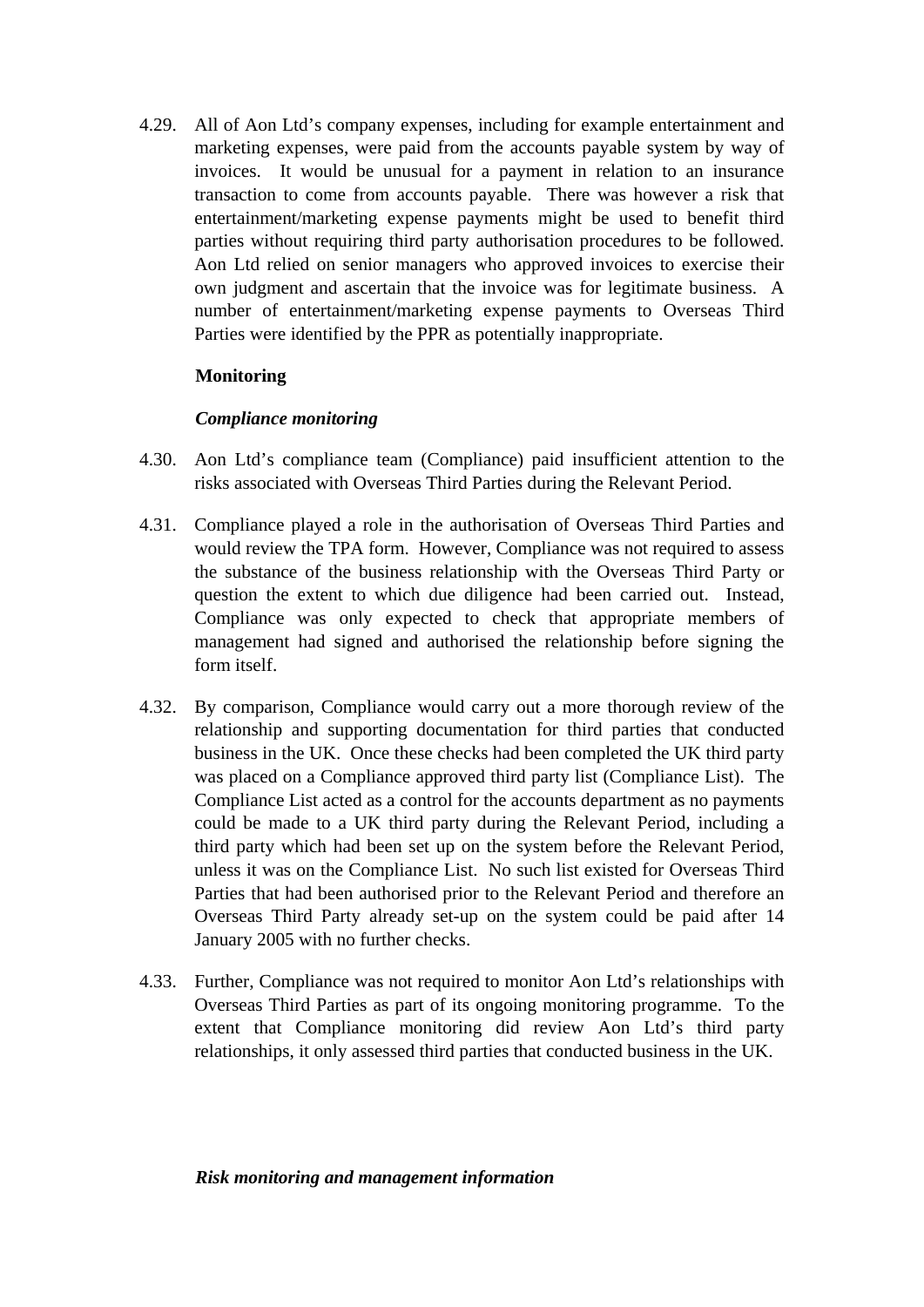4.29. All of Aon Ltd's company expenses, including for example entertainment and marketing expenses, were paid from the accounts payable system by way of invoices. It would be unusual for a payment in relation to an insurance transaction to come from accounts payable. There was however a risk that entertainment/marketing expense payments might be used to benefit third parties without requiring third party authorisation procedures to be followed. Aon Ltd relied on senior managers who approved invoices to exercise their own judgment and ascertain that the invoice was for legitimate business. A number of entertainment/marketing expense payments to Overseas Third Parties were identified by the PPR as potentially inappropriate.

**Monitoring**

***Compliance monitoring***

4.30. Aon Ltd's compliance team (Compliance) paid insufficient attention to the risks associated with Overseas Third Parties during the Relevant Period.

4.31. Compliance played a role in the authorisation of Overseas Third Parties and would review the TPA form. However, Compliance was not required to assess the substance of the business relationship with the Overseas Third Party or question the extent to which due diligence had been carried out. Instead, Compliance was only expected to check that appropriate members of management had signed and authorised the relationship before signing the form itself.

4.32. By comparison, Compliance would carry out a more thorough review of the relationship and supporting documentation for third parties that conducted business in the UK. Once these checks had been completed the UK third party was placed on a Compliance approved third party list (Compliance List). The Compliance List acted as a control for the accounts department as no payments could be made to a UK third party during the Relevant Period, including a third party which had been set up on the system before the Relevant Period, unless it was on the Compliance List. No such list existed for Overseas Third Parties that had been authorised prior to the Relevant Period and therefore an Overseas Third Party already set-up on the system could be paid after 14 January 2005 with no further checks.

4.33. Further, Compliance was not required to monitor Aon Ltd's relationships with Overseas Third Parties as part of its ongoing monitoring programme. To the extent that Compliance monitoring did review Aon Ltd's third party relationships, it only assessed third parties that conducted business in the UK.

***Risk monitoring and management information***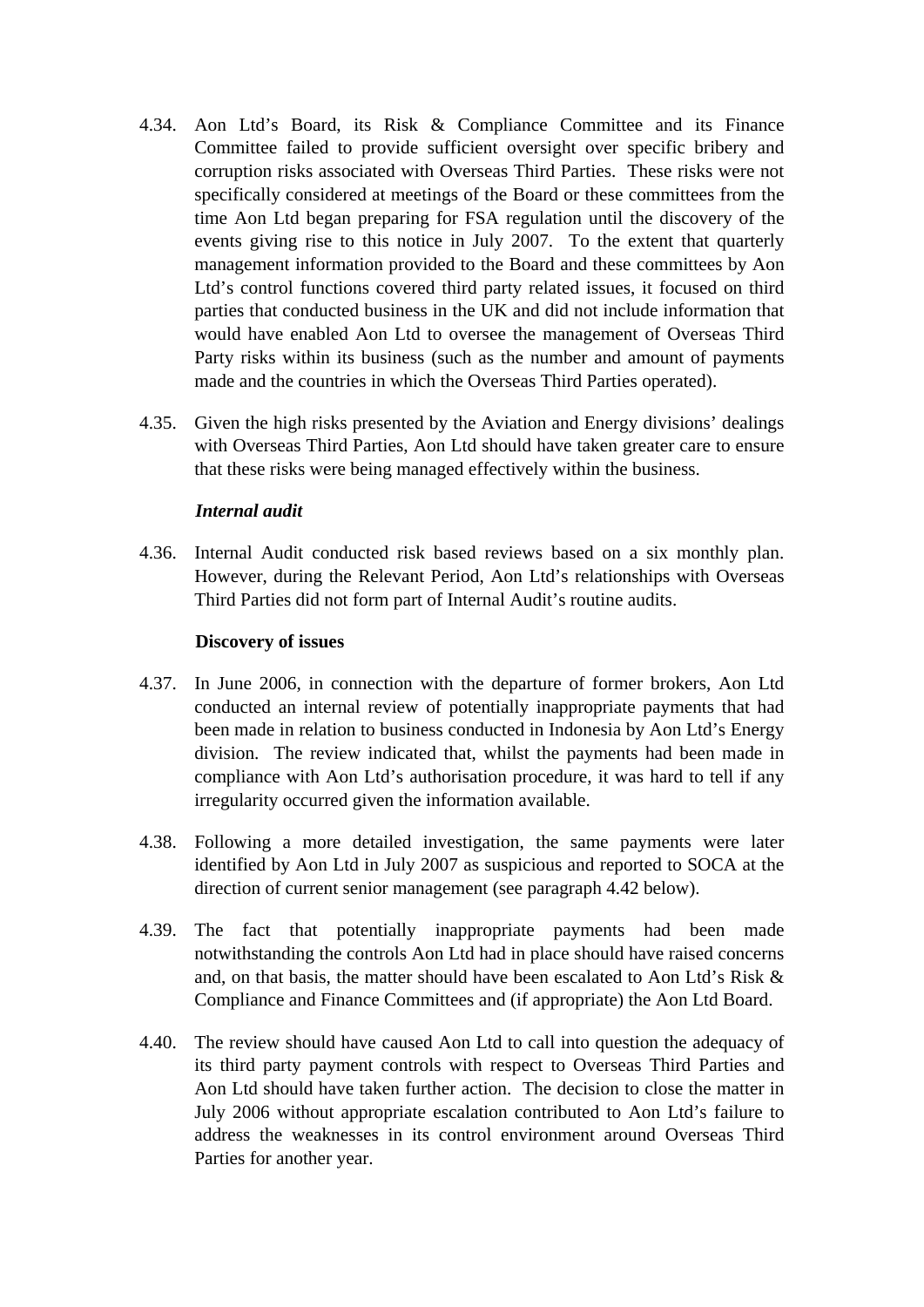4.34. Aon Ltd's Board, its Risk & Compliance Committee and its Finance Committee failed to provide sufficient oversight over specific bribery and corruption risks associated with Overseas Third Parties. These risks were not specifically considered at meetings of the Board or these committees from the time Aon Ltd began preparing for FSA regulation until the discovery of the events giving rise to this notice in July 2007. To the extent that quarterly management information provided to the Board and these committees by Aon Ltd's control functions covered third party related issues, it focused on third parties that conducted business in the UK and did not include information that would have enabled Aon Ltd to oversee the management of Overseas Third Party risks within its business (such as the number and amount of payments made and the countries in which the Overseas Third Parties operated).

4.35. Given the high risks presented by the Aviation and Energy divisions' dealings with Overseas Third Parties, Aon Ltd should have taken greater care to ensure that these risks were being managed effectively within the business.

***Internal audit***

4.36. Internal Audit conducted risk based reviews based on a six monthly plan. However, during the Relevant Period, Aon Ltd's relationships with Overseas Third Parties did not form part of Internal Audit's routine audits.

**Discovery of issues**

4.37. In June 2006, in connection with the departure of former brokers, Aon Ltd conducted an internal review of potentially inappropriate payments that had been made in relation to business conducted in Indonesia by Aon Ltd's Energy division. The review indicated that, whilst the payments had been made in compliance with Aon Ltd's authorisation procedure, it was hard to tell if any irregularity occurred given the information available.

4.38. Following a more detailed investigation, the same payments were later identified by Aon Ltd in July 2007 as suspicious and reported to SOCA at the direction of current senior management (see paragraph 4.42 below).

4.39. The fact that potentially inappropriate payments had been made notwithstanding the controls Aon Ltd had in place should have raised concerns and, on that basis, the matter should have been escalated to Aon Ltd's Risk & Compliance and Finance Committees and (if appropriate) the Aon Ltd Board.

4.40. The review should have caused Aon Ltd to call into question the adequacy of its third party payment controls with respect to Overseas Third Parties and Aon Ltd should have taken further action. The decision to close the matter in July 2006 without appropriate escalation contributed to Aon Ltd's failure to address the weaknesses in its control environment around Overseas Third Parties for another year.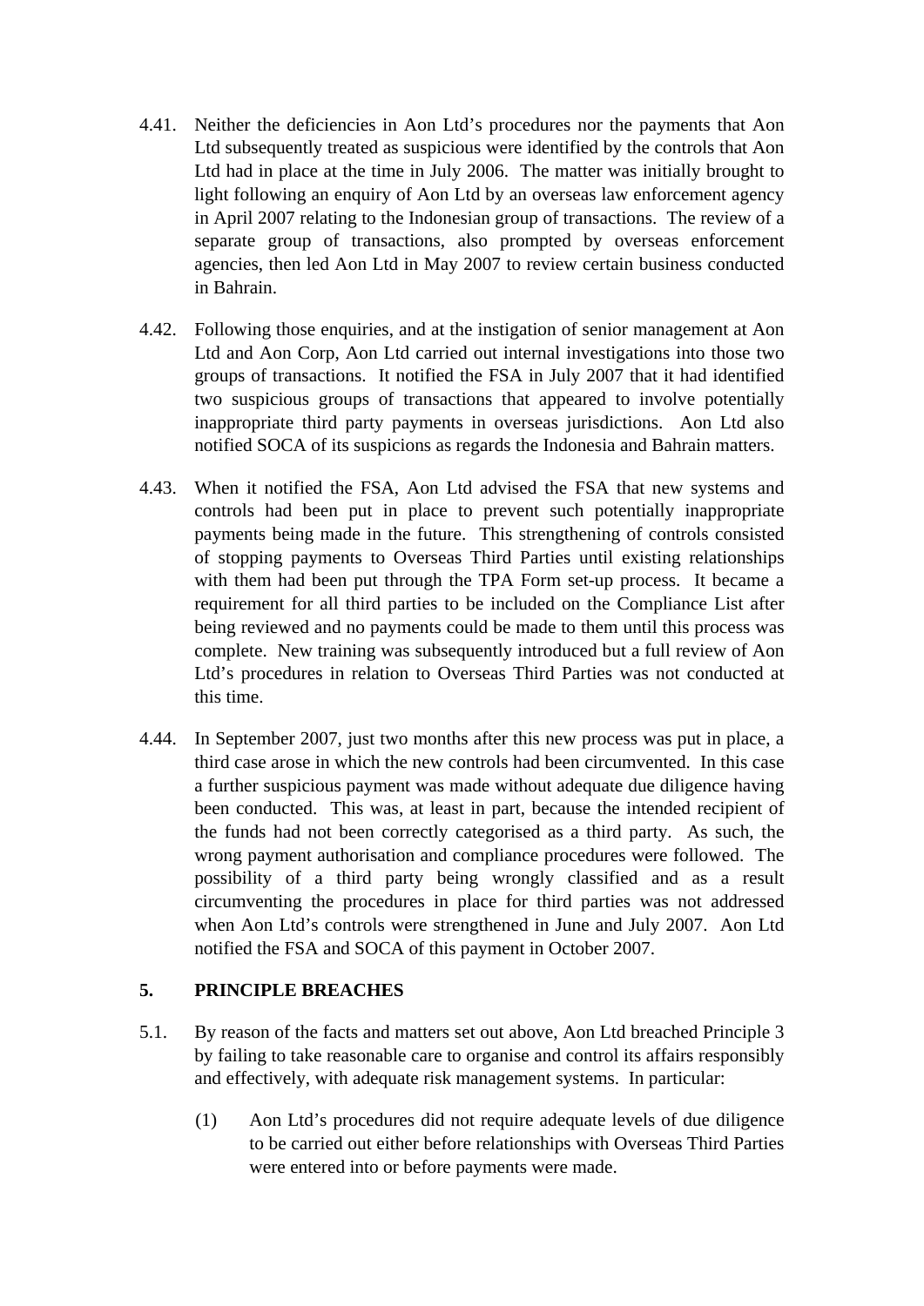4.41. Neither the deficiencies in Aon Ltd's procedures nor the payments that Aon Ltd subsequently treated as suspicious were identified by the controls that Aon Ltd had in place at the time in July 2006. The matter was initially brought to light following an enquiry of Aon Ltd by an overseas law enforcement agency in April 2007 relating to the Indonesian group of transactions. The review of a separate group of transactions, also prompted by overseas enforcement agencies, then led Aon Ltd in May 2007 to review certain business conducted in Bahrain.

4.42. Following those enquiries, and at the instigation of senior management at Aon Ltd and Aon Corp, Aon Ltd carried out internal investigations into those two groups of transactions. It notified the FSA in July 2007 that it had identified two suspicious groups of transactions that appeared to involve potentially inappropriate third party payments in overseas jurisdictions. Aon Ltd also notified SOCA of its suspicions as regards the Indonesia and Bahrain matters.

4.43. When it notified the FSA, Aon Ltd advised the FSA that new systems and controls had been put in place to prevent such potentially inappropriate payments being made in the future. This strengthening of controls consisted of stopping payments to Overseas Third Parties until existing relationships with them had been put through the TPA Form set-up process. It became a requirement for all third parties to be included on the Compliance List after being reviewed and no payments could be made to them until this process was complete. New training was subsequently introduced but a full review of Aon Ltd's procedures in relation to Overseas Third Parties was not conducted at this time.

4.44. In September 2007, just two months after this new process was put in place, a third case arose in which the new controls had been circumvented. In this case a further suspicious payment was made without adequate due diligence having been conducted. This was, at least in part, because the intended recipient of the funds had not been correctly categorised as a third party. As such, the wrong payment authorisation and compliance procedures were followed. The possibility of a third party being wrongly classified and as a result circumventing the procedures in place for third parties was not addressed when Aon Ltd's controls were strengthened in June and July 2007. Aon Ltd notified the FSA and SOCA of this payment in October 2007.

## 5. PRINCIPLE BREACHES

5.1. By reason of the facts and matters set out above, Aon Ltd breached Principle 3 by failing to take reasonable care to organise and control its affairs responsibly and effectively, with adequate risk management systems. In particular:

(1) Aon Ltd's procedures did not require adequate levels of due diligence to be carried out either before relationships with Overseas Third Parties were entered into or before payments were made.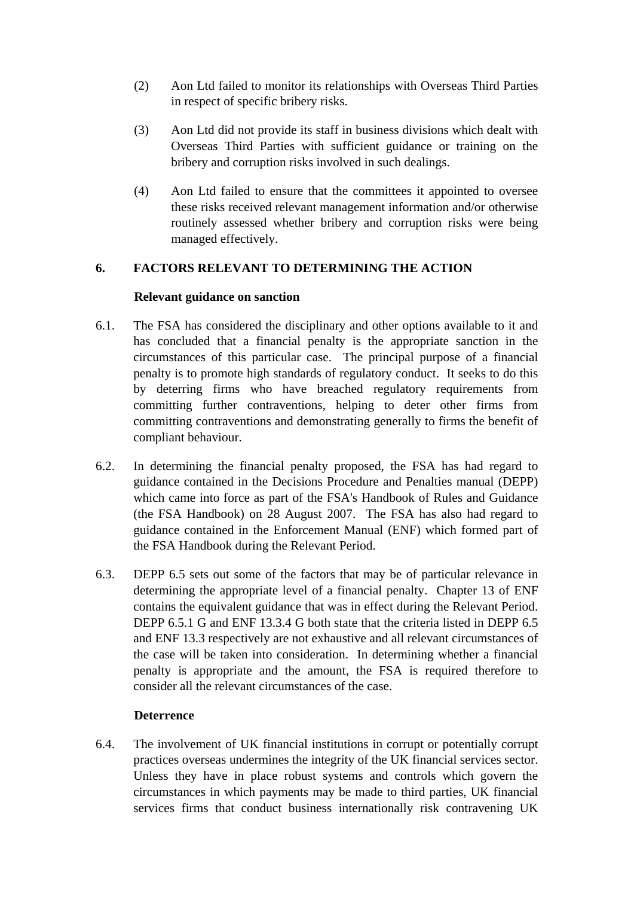(2) Aon Ltd failed to monitor its relationships with Overseas Third Parties in respect of specific bribery risks.

(3) Aon Ltd did not provide its staff in business divisions which dealt with Overseas Third Parties with sufficient guidance or training on the bribery and corruption risks involved in such dealings.

(4) Aon Ltd failed to ensure that the committees it appointed to oversee these risks received relevant management information and/or otherwise routinely assessed whether bribery and corruption risks were being managed effectively.

## 6. FACTORS RELEVANT TO DETERMINING THE ACTION

**Relevant guidance on sanction**

6.1. The FSA has considered the disciplinary and other options available to it and has concluded that a financial penalty is the appropriate sanction in the circumstances of this particular case. The principal purpose of a financial penalty is to promote high standards of regulatory conduct. It seeks to do this by deterring firms who have breached regulatory requirements from committing further contraventions, helping to deter other firms from committing contraventions and demonstrating generally to firms the benefit of compliant behaviour.

6.2. In determining the financial penalty proposed, the FSA has had regard to guidance contained in the Decisions Procedure and Penalties manual (DEPP) which came into force as part of the FSA's Handbook of Rules and Guidance (the FSA Handbook) on 28 August 2007. The FSA has also had regard to guidance contained in the Enforcement Manual (ENF) which formed part of the FSA Handbook during the Relevant Period.

6.3. DEPP 6.5 sets out some of the factors that may be of particular relevance in determining the appropriate level of a financial penalty. Chapter 13 of ENF contains the equivalent guidance that was in effect during the Relevant Period. DEPP 6.5.1 G and ENF 13.3.4 G both state that the criteria listed in DEPP 6.5 and ENF 13.3 respectively are not exhaustive and all relevant circumstances of the case will be taken into consideration. In determining whether a financial penalty is appropriate and the amount, the FSA is required therefore to consider all the relevant circumstances of the case.

**Deterrence**

6.4. The involvement of UK financial institutions in corrupt or potentially corrupt practices overseas undermines the integrity of the UK financial services sector. Unless they have in place robust systems and controls which govern the circumstances in which payments may be made to third parties, UK financial services firms that conduct business internationally risk contravening UK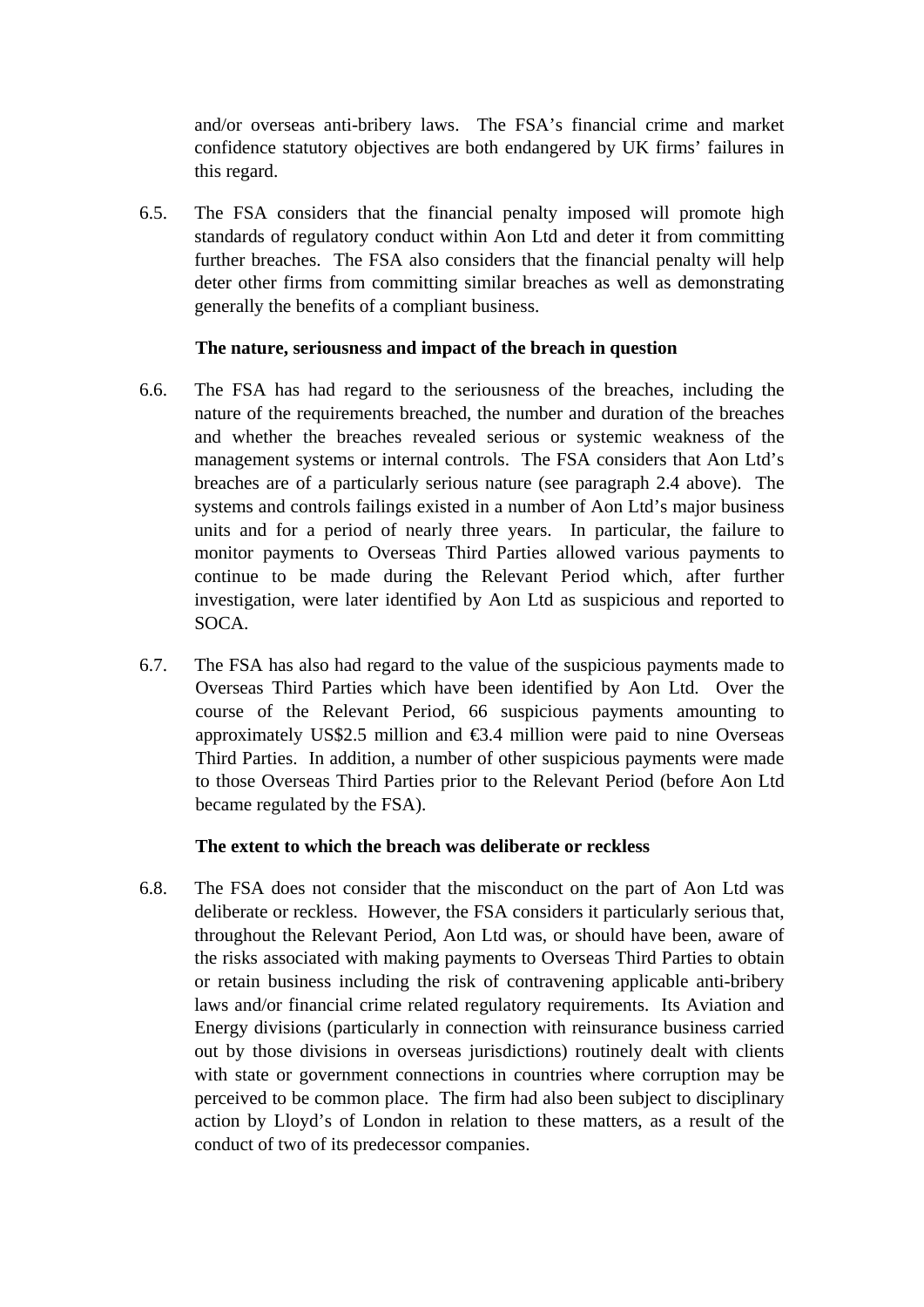and/or overseas anti-bribery laws. The FSA's financial crime and market confidence statutory objectives are both endangered by UK firms' failures in this regard.

6.5. The FSA considers that the financial penalty imposed will promote high standards of regulatory conduct within Aon Ltd and deter it from committing further breaches. The FSA also considers that the financial penalty will help deter other firms from committing similar breaches as well as demonstrating generally the benefits of a compliant business.

**The nature, seriousness and impact of the breach in question**

6.6. The FSA has had regard to the seriousness of the breaches, including the nature of the requirements breached, the number and duration of the breaches and whether the breaches revealed serious or systemic weakness of the management systems or internal controls. The FSA considers that Aon Ltd's breaches are of a particularly serious nature (see paragraph 2.4 above). The systems and controls failings existed in a number of Aon Ltd's major business units and for a period of nearly three years. In particular, the failure to monitor payments to Overseas Third Parties allowed various payments to continue to be made during the Relevant Period which, after further investigation, were later identified by Aon Ltd as suspicious and reported to SOCA.

6.7. The FSA has also had regard to the value of the suspicious payments made to Overseas Third Parties which have been identified by Aon Ltd. Over the course of the Relevant Period, 66 suspicious payments amounting to approximately US$2.5 million and €3.4 million were paid to nine Overseas Third Parties. In addition, a number of other suspicious payments were made to those Overseas Third Parties prior to the Relevant Period (before Aon Ltd became regulated by the FSA).

**The extent to which the breach was deliberate or reckless**

6.8. The FSA does not consider that the misconduct on the part of Aon Ltd was deliberate or reckless. However, the FSA considers it particularly serious that, throughout the Relevant Period, Aon Ltd was, or should have been, aware of the risks associated with making payments to Overseas Third Parties to obtain or retain business including the risk of contravening applicable anti-bribery laws and/or financial crime related regulatory requirements. Its Aviation and Energy divisions (particularly in connection with reinsurance business carried out by those divisions in overseas jurisdictions) routinely dealt with clients with state or government connections in countries where corruption may be perceived to be common place. The firm had also been subject to disciplinary action by Lloyd's of London in relation to these matters, as a result of the conduct of two of its predecessor companies.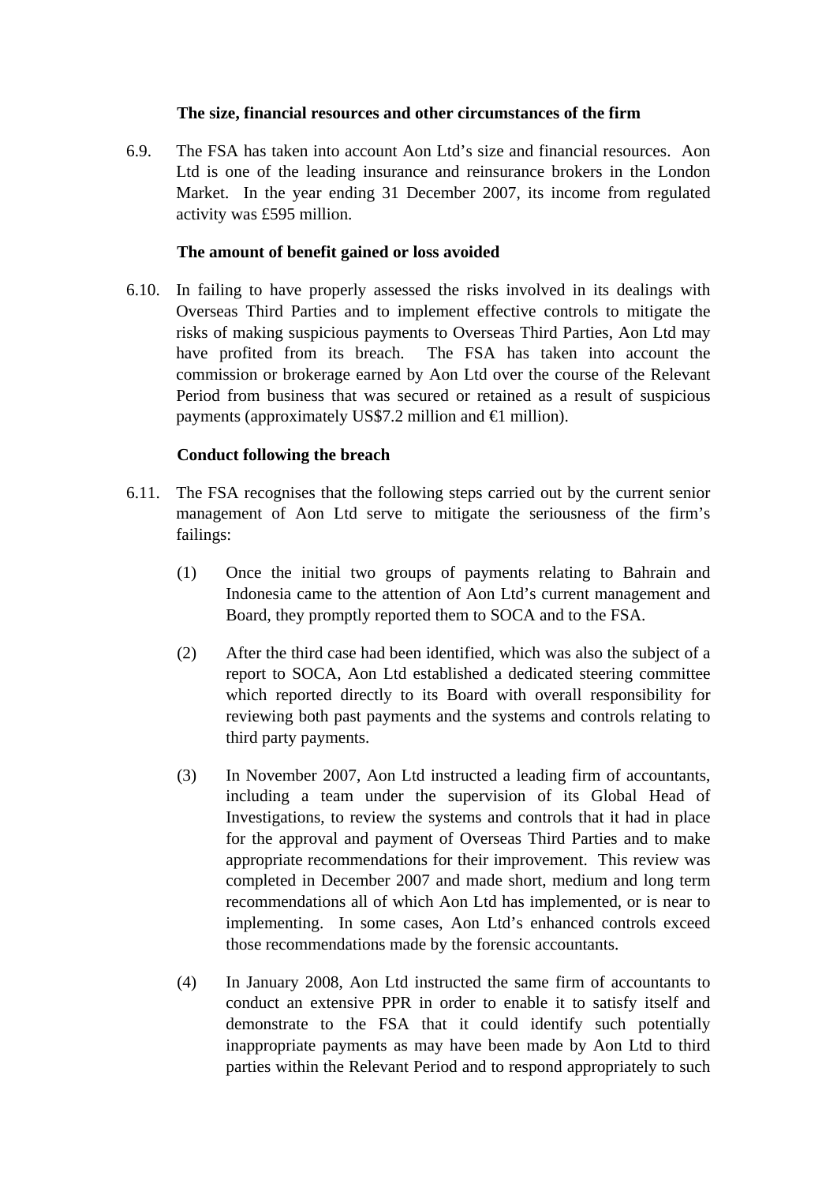**The size, financial resources and other circumstances of the firm**

6.9. The FSA has taken into account Aon Ltd's size and financial resources. Aon Ltd is one of the leading insurance and reinsurance brokers in the London Market. In the year ending 31 December 2007, its income from regulated activity was £595 million.

**The amount of benefit gained or loss avoided**

6.10. In failing to have properly assessed the risks involved in its dealings with Overseas Third Parties and to implement effective controls to mitigate the risks of making suspicious payments to Overseas Third Parties, Aon Ltd may have profited from its breach. The FSA has taken into account the commission or brokerage earned by Aon Ltd over the course of the Relevant Period from business that was secured or retained as a result of suspicious payments (approximately US$7.2 million and €1 million).

**Conduct following the breach**

6.11. The FSA recognises that the following steps carried out by the current senior management of Aon Ltd serve to mitigate the seriousness of the firm's failings:

(1) Once the initial two groups of payments relating to Bahrain and Indonesia came to the attention of Aon Ltd's current management and Board, they promptly reported them to SOCA and to the FSA.

(2) After the third case had been identified, which was also the subject of a report to SOCA, Aon Ltd established a dedicated steering committee which reported directly to its Board with overall responsibility for reviewing both past payments and the systems and controls relating to third party payments.

(3) In November 2007, Aon Ltd instructed a leading firm of accountants, including a team under the supervision of its Global Head of Investigations, to review the systems and controls that it had in place for the approval and payment of Overseas Third Parties and to make appropriate recommendations for their improvement. This review was completed in December 2007 and made short, medium and long term recommendations all of which Aon Ltd has implemented, or is near to implementing. In some cases, Aon Ltd's enhanced controls exceed those recommendations made by the forensic accountants.

(4) In January 2008, Aon Ltd instructed the same firm of accountants to conduct an extensive PPR in order to enable it to satisfy itself and demonstrate to the FSA that it could identify such potentially inappropriate payments as may have been made by Aon Ltd to third parties within the Relevant Period and to respond appropriately to such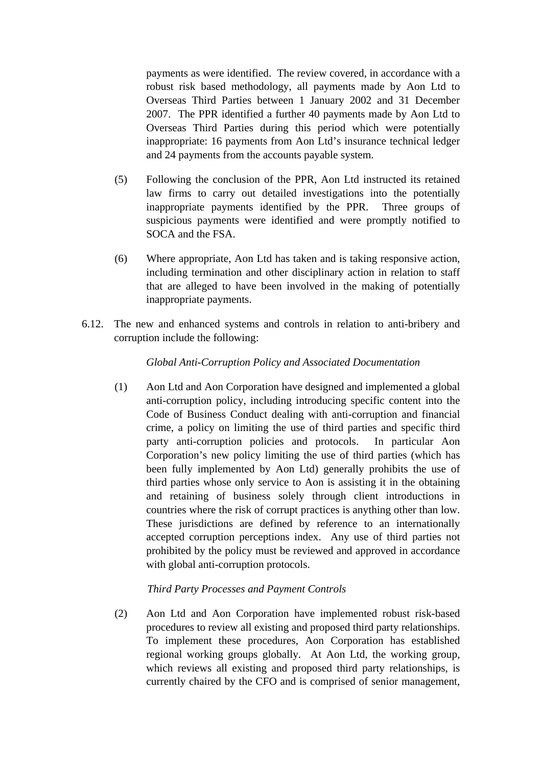payments as were identified. The review covered, in accordance with a robust risk based methodology, all payments made by Aon Ltd to Overseas Third Parties between 1 January 2002 and 31 December 2007. The PPR identified a further 40 payments made by Aon Ltd to Overseas Third Parties during this period which were potentially inappropriate: 16 payments from Aon Ltd's insurance technical ledger and 24 payments from the accounts payable system.

(5) Following the conclusion of the PPR, Aon Ltd instructed its retained law firms to carry out detailed investigations into the potentially inappropriate payments identified by the PPR. Three groups of suspicious payments were identified and were promptly notified to SOCA and the FSA.

(6) Where appropriate, Aon Ltd has taken and is taking responsive action, including termination and other disciplinary action in relation to staff that are alleged to have been involved in the making of potentially inappropriate payments.

6.12. The new and enhanced systems and controls in relation to anti-bribery and corruption include the following:

*Global Anti-Corruption Policy and Associated Documentation*

(1) Aon Ltd and Aon Corporation have designed and implemented a global anti-corruption policy, including introducing specific content into the Code of Business Conduct dealing with anti-corruption and financial crime, a policy on limiting the use of third parties and specific third party anti-corruption policies and protocols. In particular Aon Corporation's new policy limiting the use of third parties (which has been fully implemented by Aon Ltd) generally prohibits the use of third parties whose only service to Aon is assisting it in the obtaining and retaining of business solely through client introductions in countries where the risk of corrupt practices is anything other than low. These jurisdictions are defined by reference to an internationally accepted corruption perceptions index. Any use of third parties not prohibited by the policy must be reviewed and approved in accordance with global anti-corruption protocols.

*Third Party Processes and Payment Controls*

(2) Aon Ltd and Aon Corporation have implemented robust risk-based procedures to review all existing and proposed third party relationships. To implement these procedures, Aon Corporation has established regional working groups globally. At Aon Ltd, the working group, which reviews all existing and proposed third party relationships, is currently chaired by the CFO and is comprised of senior management,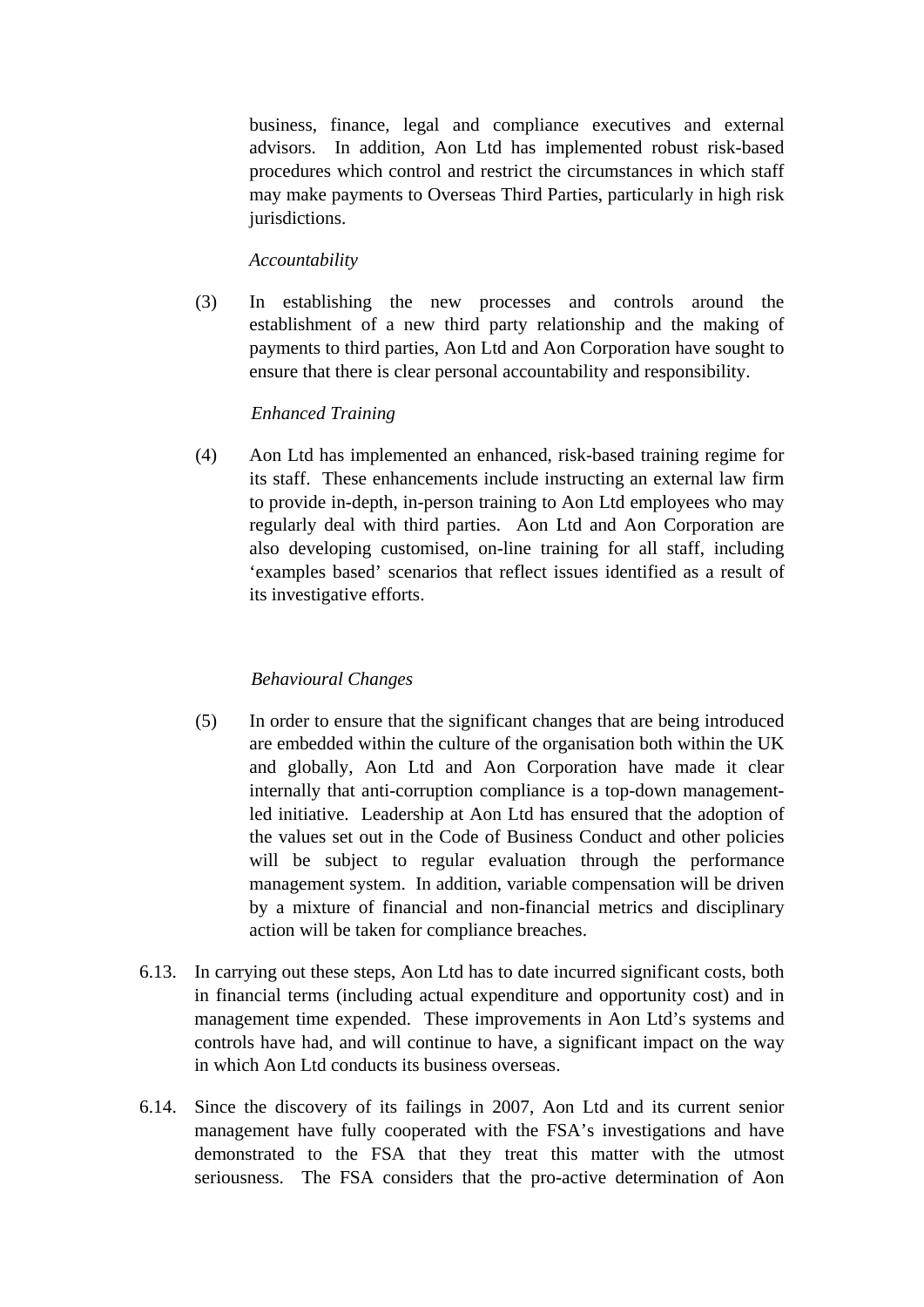business, finance, legal and compliance executives and external advisors. In addition, Aon Ltd has implemented robust risk-based procedures which control and restrict the circumstances in which staff may make payments to Overseas Third Parties, particularly in high risk jurisdictions.

*Accountability*

(3) In establishing the new processes and controls around the establishment of a new third party relationship and the making of payments to third parties, Aon Ltd and Aon Corporation have sought to ensure that there is clear personal accountability and responsibility.

*Enhanced Training*

(4) Aon Ltd has implemented an enhanced, risk-based training regime for its staff. These enhancements include instructing an external law firm to provide in-depth, in-person training to Aon Ltd employees who may regularly deal with third parties. Aon Ltd and Aon Corporation are also developing customised, on-line training for all staff, including 'examples based' scenarios that reflect issues identified as a result of its investigative efforts.

*Behavioural Changes*

(5) In order to ensure that the significant changes that are being introduced are embedded within the culture of the organisation both within the UK and globally, Aon Ltd and Aon Corporation have made it clear internally that anti-corruption compliance is a top-down management-led initiative. Leadership at Aon Ltd has ensured that the adoption of the values set out in the Code of Business Conduct and other policies will be subject to regular evaluation through the performance management system. In addition, variable compensation will be driven by a mixture of financial and non-financial metrics and disciplinary action will be taken for compliance breaches.

6.13. In carrying out these steps, Aon Ltd has to date incurred significant costs, both in financial terms (including actual expenditure and opportunity cost) and in management time expended. These improvements in Aon Ltd's systems and controls have had, and will continue to have, a significant impact on the way in which Aon Ltd conducts its business overseas.

6.14. Since the discovery of its failings in 2007, Aon Ltd and its current senior management have fully cooperated with the FSA's investigations and have demonstrated to the FSA that they treat this matter with the utmost seriousness. The FSA considers that the pro-active determination of Aon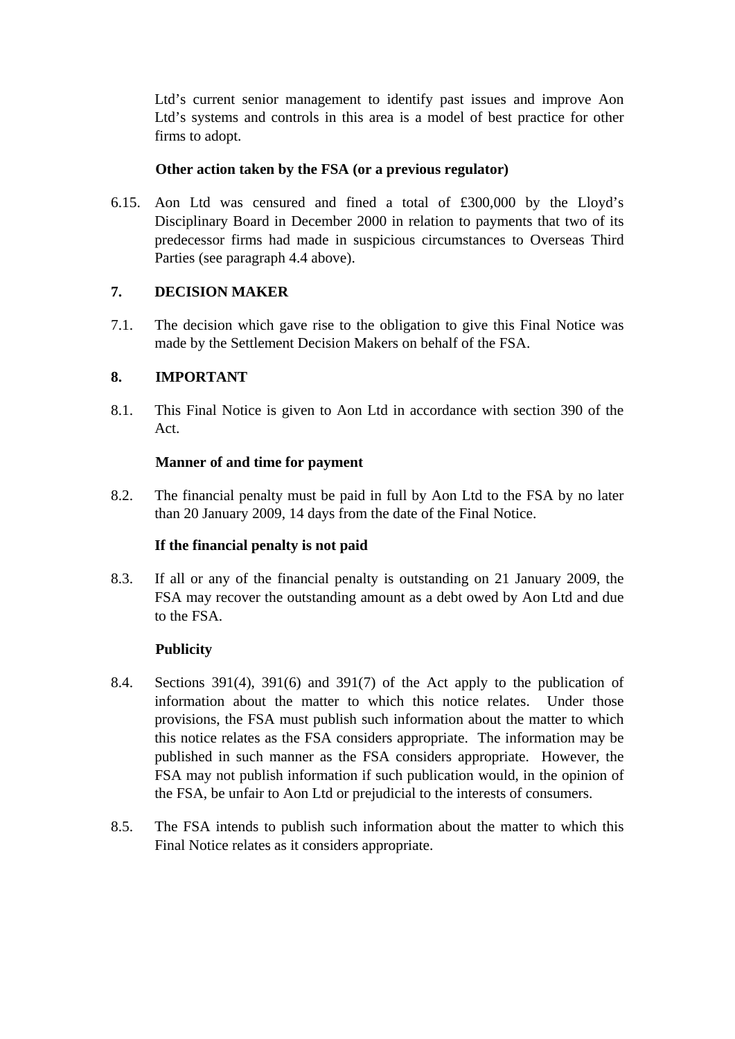Ltd's current senior management to identify past issues and improve Aon Ltd's systems and controls in this area is a model of best practice for other firms to adopt.

**Other action taken by the FSA (or a previous regulator)**

6.15. Aon Ltd was censured and fined a total of £300,000 by the Lloyd's Disciplinary Board in December 2000 in relation to payments that two of its predecessor firms had made in suspicious circumstances to Overseas Third Parties (see paragraph 4.4 above).

## 7. DECISION MAKER

7.1. The decision which gave rise to the obligation to give this Final Notice was made by the Settlement Decision Makers on behalf of the FSA.

## 8. IMPORTANT

8.1. This Final Notice is given to Aon Ltd in accordance with section 390 of the Act.

**Manner of and time for payment**

8.2. The financial penalty must be paid in full by Aon Ltd to the FSA by no later than 20 January 2009, 14 days from the date of the Final Notice.

**If the financial penalty is not paid**

8.3. If all or any of the financial penalty is outstanding on 21 January 2009, the FSA may recover the outstanding amount as a debt owed by Aon Ltd and due to the FSA.

**Publicity**

8.4. Sections 391(4), 391(6) and 391(7) of the Act apply to the publication of information about the matter to which this notice relates. Under those provisions, the FSA must publish such information about the matter to which this notice relates as the FSA considers appropriate. The information may be published in such manner as the FSA considers appropriate. However, the FSA may not publish information if such publication would, in the opinion of the FSA, be unfair to Aon Ltd or prejudicial to the interests of consumers.

8.5. The FSA intends to publish such information about the matter to which this Final Notice relates as it considers appropriate.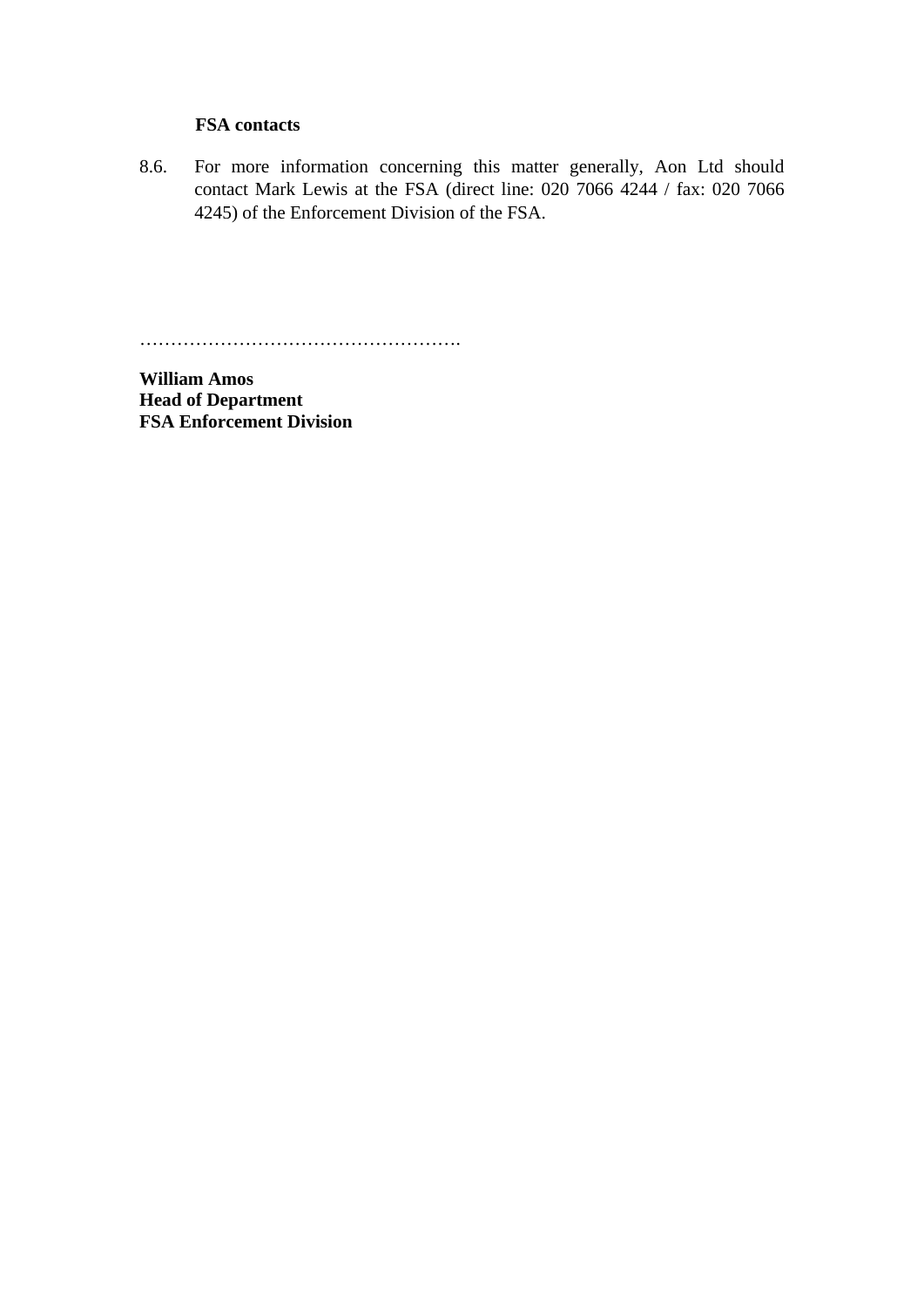**FSA contacts**

8.6. For more information concerning this matter generally, Aon Ltd should contact Mark Lewis at the FSA (direct line: 020 7066 4244 / fax: 020 7066 4245) of the Enforcement Division of the FSA.

…………………………………………….

**William Amos**
**Head of Department**
**FSA Enforcement Division**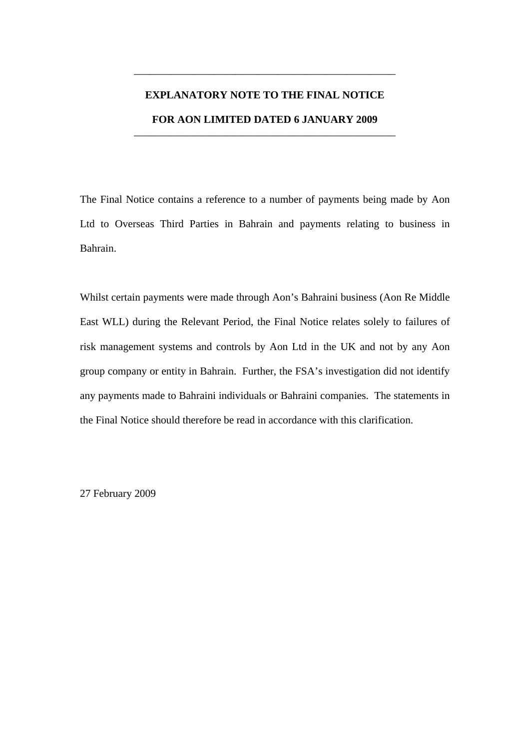---

**EXPLANATORY NOTE TO THE FINAL NOTICE**

**FOR AON LIMITED DATED 6 JANUARY 2009**

---

The Final Notice contains a reference to a number of payments being made by Aon Ltd to Overseas Third Parties in Bahrain and payments relating to business in Bahrain.

Whilst certain payments were made through Aon's Bahraini business (Aon Re Middle East WLL) during the Relevant Period, the Final Notice relates solely to failures of risk management systems and controls by Aon Ltd in the UK and not by any Aon group company or entity in Bahrain. Further, the FSA's investigation did not identify any payments made to Bahraini individuals or Bahraini companies. The statements in the Final Notice should therefore be read in accordance with this clarification.

27 February 2009